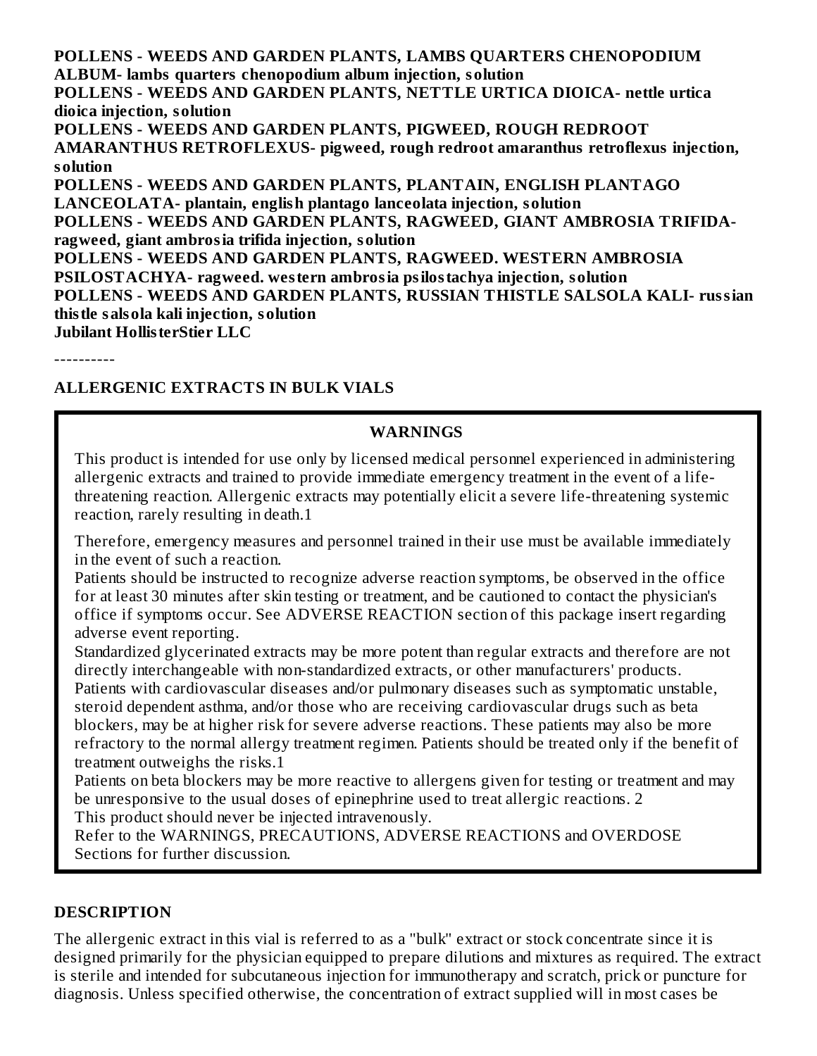**POLLENS - WEEDS AND GARDEN PLANTS, LAMBS QUARTERS CHENOPODIUM ALBUM- lambs quarters chenopodium album injection, solution**
**POLLENS - WEEDS AND GARDEN PLANTS, NETTLE URTICA DIOICA- nettle urtica dioica injection, solution**
**POLLENS - WEEDS AND GARDEN PLANTS, PIGWEED, ROUGH REDROOT AMARANTHUS RETROFLEXUS- pigweed, rough redroot amaranthus retroflexus injection, solution**
**POLLENS - WEEDS AND GARDEN PLANTS, PLANTAIN, ENGLISH PLANTAGO LANCEOLATA- plantain, english plantago lanceolata injection, solution**
**POLLENS - WEEDS AND GARDEN PLANTS, RAGWEED, GIANT AMBROSIA TRIFIDA- ragweed, giant ambrosia trifida injection, solution**
**POLLENS - WEEDS AND GARDEN PLANTS, RAGWEED. WESTERN AMBROSIA PSILOSTACHYA- ragweed. western ambrosia psilostachya injection, solution**
**POLLENS - WEEDS AND GARDEN PLANTS, RUSSIAN THISTLE SALSOLA KALI- russian thistle salsola kali injection, solution**
**Jubilant HollisterStier LLC**

----------

**ALLERGENIC EXTRACTS IN BULK VIALS**

**WARNINGS**

This product is intended for use only by licensed medical personnel experienced in administering allergenic extracts and trained to provide immediate emergency treatment in the event of a life-threatening reaction. Allergenic extracts may potentially elicit a severe life-threatening systemic reaction, rarely resulting in death.1

Therefore, emergency measures and personnel trained in their use must be available immediately in the event of such a reaction.
Patients should be instructed to recognize adverse reaction symptoms, be observed in the office for at least 30 minutes after skin testing or treatment, and be cautioned to contact the physician's office if symptoms occur. See ADVERSE REACTION section of this package insert regarding adverse event reporting.
Standardized glycerinated extracts may be more potent than regular extracts and therefore are not directly interchangeable with non-standardized extracts, or other manufacturers' products.
Patients with cardiovascular diseases and/or pulmonary diseases such as symptomatic unstable, steroid dependent asthma, and/or those who are receiving cardiovascular drugs such as beta blockers, may be at higher risk for severe adverse reactions. These patients may also be more refractory to the normal allergy treatment regimen. Patients should be treated only if the benefit of treatment outweighs the risks.1
Patients on beta blockers may be more reactive to allergens given for testing or treatment and may be unresponsive to the usual doses of epinephrine used to treat allergic reactions. 2
This product should never be injected intravenously.
Refer to the WARNINGS, PRECAUTIONS, ADVERSE REACTIONS and OVERDOSE Sections for further discussion.

## DESCRIPTION

The allergenic extract in this vial is referred to as a "bulk" extract or stock concentrate since it is designed primarily for the physician equipped to prepare dilutions and mixtures as required. The extract is sterile and intended for subcutaneous injection for immunotherapy and scratch, prick or puncture for diagnosis. Unless specified otherwise, the concentration of extract supplied will in most cases be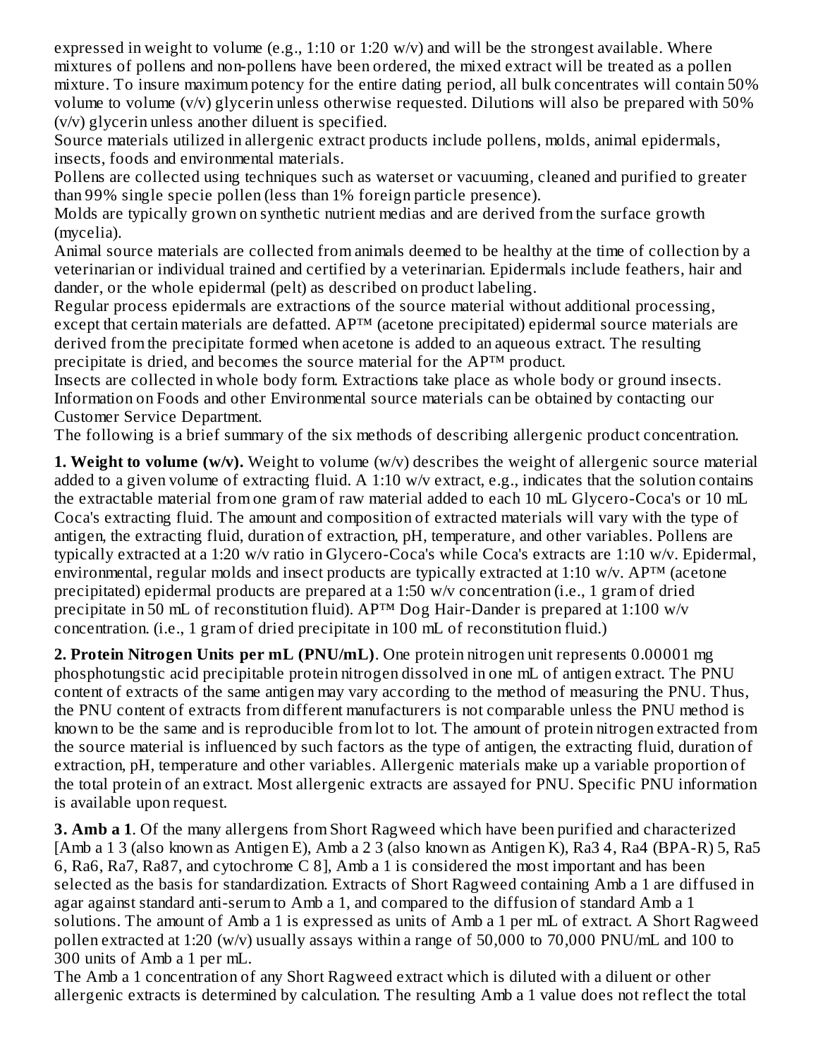expressed in weight to volume (e.g., 1:10 or 1:20 w/v) and will be the strongest available. Where mixtures of pollens and non-pollens have been ordered, the mixed extract will be treated as a pollen mixture. To insure maximum potency for the entire dating period, all bulk concentrates will contain 50% volume to volume (v/v) glycerin unless otherwise requested. Dilutions will also be prepared with 50% (v/v) glycerin unless another diluent is specified.

Source materials utilized in allergenic extract products include pollens, molds, animal epidermals, insects, foods and environmental materials.

Pollens are collected using techniques such as waterset or vacuuming, cleaned and purified to greater than 99% single specie pollen (less than 1% foreign particle presence).

Molds are typically grown on synthetic nutrient medias and are derived from the surface growth (mycelia).

Animal source materials are collected from animals deemed to be healthy at the time of collection by a veterinarian or individual trained and certified by a veterinarian. Epidermals include feathers, hair and dander, or the whole epidermal (pelt) as described on product labeling.

Regular process epidermals are extractions of the source material without additional processing, except that certain materials are defatted. AP™ (acetone precipitated) epidermal source materials are derived from the precipitate formed when acetone is added to an aqueous extract. The resulting precipitate is dried, and becomes the source material for the AP™ product.

Insects are collected in whole body form. Extractions take place as whole body or ground insects.

Information on Foods and other Environmental source materials can be obtained by contacting our Customer Service Department.

The following is a brief summary of the six methods of describing allergenic product concentration.

**1. Weight to volume (w/v).** Weight to volume (w/v) describes the weight of allergenic source material added to a given volume of extracting fluid. A 1:10 w/v extract, e.g., indicates that the solution contains the extractable material from one gram of raw material added to each 10 mL Glycero-Coca's or 10 mL Coca's extracting fluid. The amount and composition of extracted materials will vary with the type of antigen, the extracting fluid, duration of extraction, pH, temperature, and other variables. Pollens are typically extracted at a 1:20 w/v ratio in Glycero-Coca's while Coca's extracts are 1:10 w/v. Epidermal, environmental, regular molds and insect products are typically extracted at 1:10 w/v. AP™ (acetone precipitated) epidermal products are prepared at a 1:50 w/v concentration (i.e., 1 gram of dried precipitate in 50 mL of reconstitution fluid). AP™ Dog Hair-Dander is prepared at 1:100 w/v concentration. (i.e., 1 gram of dried precipitate in 100 mL of reconstitution fluid.)

**2. Protein Nitrogen Units per mL (PNU/mL)**. One protein nitrogen unit represents 0.00001 mg phosphotungstic acid precipitable protein nitrogen dissolved in one mL of antigen extract. The PNU content of extracts of the same antigen may vary according to the method of measuring the PNU. Thus, the PNU content of extracts from different manufacturers is not comparable unless the PNU method is known to be the same and is reproducible from lot to lot. The amount of protein nitrogen extracted from the source material is influenced by such factors as the type of antigen, the extracting fluid, duration of extraction, pH, temperature and other variables. Allergenic materials make up a variable proportion of the total protein of an extract. Most allergenic extracts are assayed for PNU. Specific PNU information is available upon request.

**3. Amb a 1**. Of the many allergens from Short Ragweed which have been purified and characterized [Amb a 1 [3] (also known as Antigen E), Amb a 2 [3] (also known as Antigen K), Ra3 [4], Ra4 (BPA-R) [5], Ra5 [6], Ra6, Ra7, Ra8 [7], and cytochrome C [8]], Amb a 1 is considered the most important and has been selected as the basis for standardization. Extracts of Short Ragweed containing Amb a 1 are diffused in agar against standard anti-serum to Amb a 1, and compared to the diffusion of standard Amb a 1 solutions. The amount of Amb a 1 is expressed as units of Amb a 1 per mL of extract. A Short Ragweed pollen extracted at 1:20 (w/v) usually assays within a range of 50,000 to 70,000 PNU/mL and 100 to 300 units of Amb a 1 per mL.

The Amb a 1 concentration of any Short Ragweed extract which is diluted with a diluent or other allergenic extracts is determined by calculation. The resulting Amb a 1 value does not reflect the total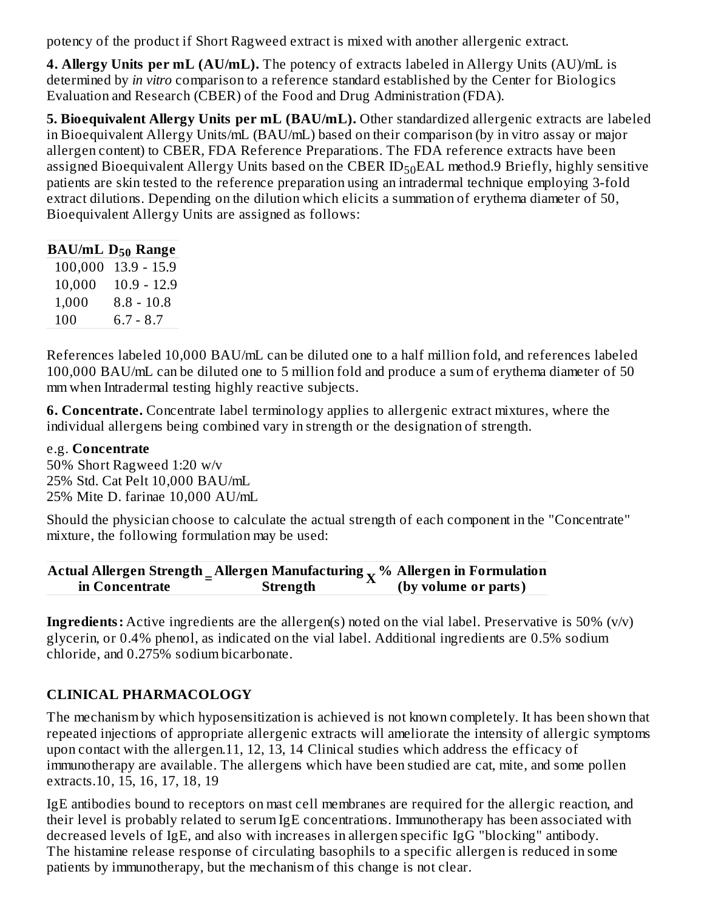potency of the product if Short Ragweed extract is mixed with another allergenic extract.

**4. Allergy Units per mL (AU/mL).** The potency of extracts labeled in Allergy Units (AU)/mL is determined by *in vitro* comparison to a reference standard established by the Center for Biologics Evaluation and Research (CBER) of the Food and Drug Administration (FDA).

**5. Bioequivalent Allergy Units per mL (BAU/mL).** Other standardized allergenic extracts are labeled in Bioequivalent Allergy Units/mL (BAU/mL) based on their comparison (by in vitro assay or major allergen content) to CBER, FDA Reference Preparations. The FDA reference extracts have been assigned Bioequivalent Allergy Units based on the CBER $ID_{50}$EAL method.9 Briefly, highly sensitive patients are skin tested to the reference preparation using an intradermal technique employing 3-fold extract dilutions. Depending on the dilution which elicits a summation of erythema diameter of 50, Bioequivalent Allergy Units are assigned as follows:

| BAU/mL | $D_{50}$ Range |
|---|---|
| 100,000 | 13.9 - 15.9 |
| 10,000 | 10.9 - 12.9 |
| 1,000 | 8.8 - 10.8 |
| 100 | 6.7 - 8.7 |

References labeled 10,000 BAU/mL can be diluted one to a half million fold, and references labeled 100,000 BAU/mL can be diluted one to 5 million fold and produce a sum of erythema diameter of 50 mm when Intradermal testing highly reactive subjects.

**6. Concentrate.** Concentrate label terminology applies to allergenic extract mixtures, where the individual allergens being combined vary in strength or the designation of strength.

e.g. **Concentrate**
50% Short Ragweed 1:20 w/v
25% Std. Cat Pelt 10,000 BAU/mL
25% Mite D. farinae 10,000 AU/mL

Should the physician choose to calculate the actual strength of each component in the "Concentrate" mixture, the following formulation may be used:

| Actual Allergen Strength in Concentrate | = | Allergen Manufacturing Strength | X | % Allergen in Formulation (by volume or parts) |
|---|---|---|---|---|

**Ingredients:** Active ingredients are the allergen(s) noted on the vial label. Preservative is 50% (v/v) glycerin, or 0.4% phenol, as indicated on the vial label. Additional ingredients are 0.5% sodium chloride, and 0.275% sodium bicarbonate.

## CLINICAL PHARMACOLOGY

The mechanism by which hyposensitization is achieved is not known completely. It has been shown that repeated injections of appropriate allergenic extracts will ameliorate the intensity of allergic symptoms upon contact with the allergen.11, 12, 13, 14 Clinical studies which address the efficacy of immunotherapy are available. The allergens which have been studied are cat, mite, and some pollen extracts.10, 15, 16, 17, 18, 19

IgE antibodies bound to receptors on mast cell membranes are required for the allergic reaction, and their level is probably related to serum IgE concentrations. Immunotherapy has been associated with decreased levels of IgE, and also with increases in allergen specific IgG "blocking" antibody. The histamine release response of circulating basophils to a specific allergen is reduced in some patients by immunotherapy, but the mechanism of this change is not clear.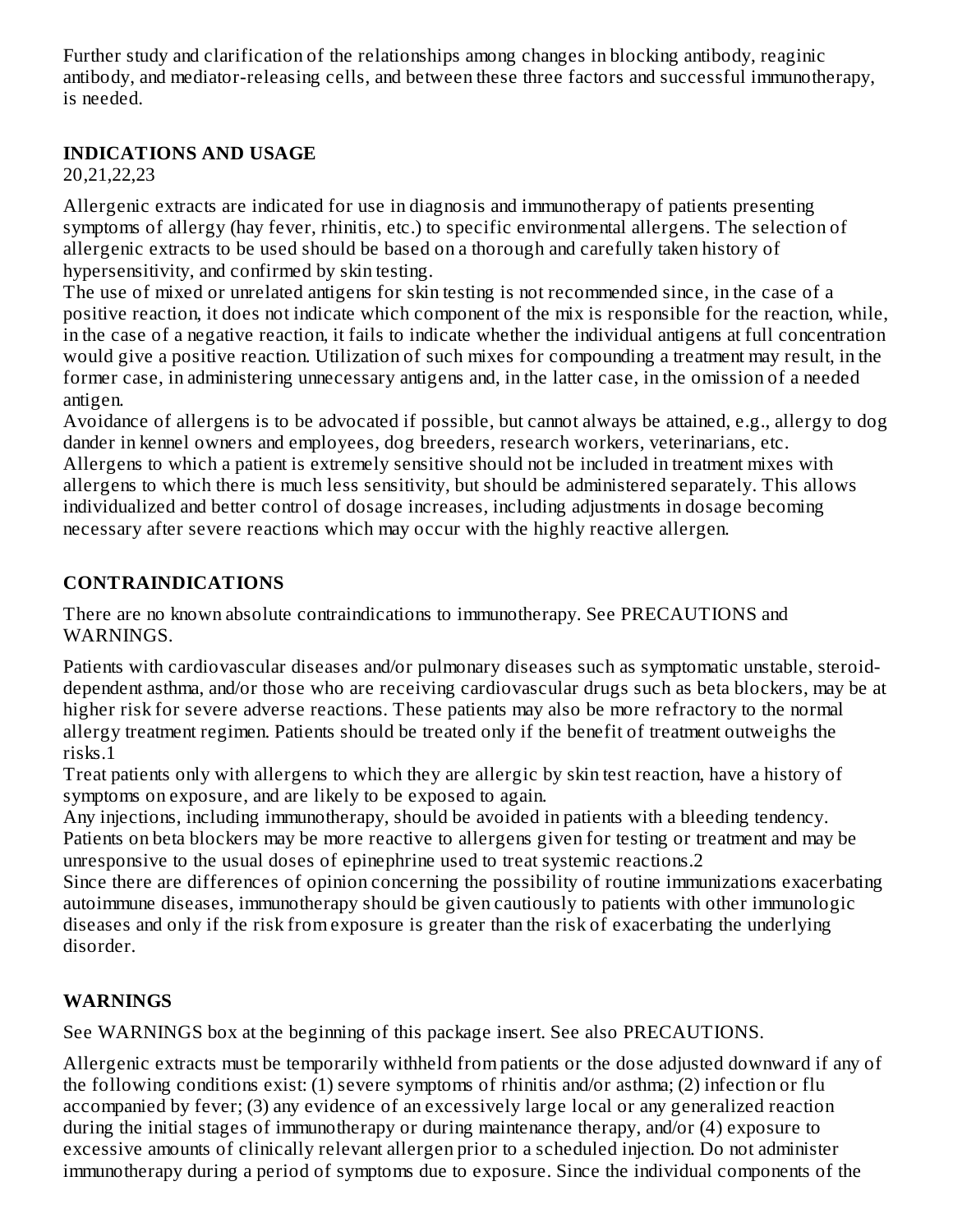Further study and clarification of the relationships among changes in blocking antibody, reaginic antibody, and mediator-releasing cells, and between these three factors and successful immunotherapy, is needed.

## INDICATIONS AND USAGE

20,21,22,23

Allergenic extracts are indicated for use in diagnosis and immunotherapy of patients presenting symptoms of allergy (hay fever, rhinitis, etc.) to specific environmental allergens. The selection of allergenic extracts to be used should be based on a thorough and carefully taken history of hypersensitivity, and confirmed by skin testing.

The use of mixed or unrelated antigens for skin testing is not recommended since, in the case of a positive reaction, it does not indicate which component of the mix is responsible for the reaction, while, in the case of a negative reaction, it fails to indicate whether the individual antigens at full concentration would give a positive reaction. Utilization of such mixes for compounding a treatment may result, in the former case, in administering unnecessary antigens and, in the latter case, in the omission of a needed antigen.

Avoidance of allergens is to be advocated if possible, but cannot always be attained, e.g., allergy to dog dander in kennel owners and employees, dog breeders, research workers, veterinarians, etc.

Allergens to which a patient is extremely sensitive should not be included in treatment mixes with allergens to which there is much less sensitivity, but should be administered separately. This allows individualized and better control of dosage increases, including adjustments in dosage becoming necessary after severe reactions which may occur with the highly reactive allergen.

## CONTRAINDICATIONS

There are no known absolute contraindications to immunotherapy. See PRECAUTIONS and WARNINGS.

Patients with cardiovascular diseases and/or pulmonary diseases such as symptomatic unstable, steroid-dependent asthma, and/or those who are receiving cardiovascular drugs such as beta blockers, may be at higher risk for severe adverse reactions. These patients may also be more refractory to the normal allergy treatment regimen. Patients should be treated only if the benefit of treatment outweighs the risks.[1]

Treat patients only with allergens to which they are allergic by skin test reaction, have a history of symptoms on exposure, and are likely to be exposed to again.

Any injections, including immunotherapy, should be avoided in patients with a bleeding tendency.

Patients on beta blockers may be more reactive to allergens given for testing or treatment and may be unresponsive to the usual doses of epinephrine used to treat systemic reactions.[2]

Since there are differences of opinion concerning the possibility of routine immunizations exacerbating autoimmune diseases, immunotherapy should be given cautiously to patients with other immunologic diseases and only if the risk from exposure is greater than the risk of exacerbating the underlying disorder.

## WARNINGS

See WARNINGS box at the beginning of this package insert. See also PRECAUTIONS.

Allergenic extracts must be temporarily withheld from patients or the dose adjusted downward if any of the following conditions exist: (1) severe symptoms of rhinitis and/or asthma; (2) infection or flu accompanied by fever; (3) any evidence of an excessively large local or any generalized reaction during the initial stages of immunotherapy or during maintenance therapy, and/or (4) exposure to excessive amounts of clinically relevant allergen prior to a scheduled injection. Do not administer immunotherapy during a period of symptoms due to exposure. Since the individual components of the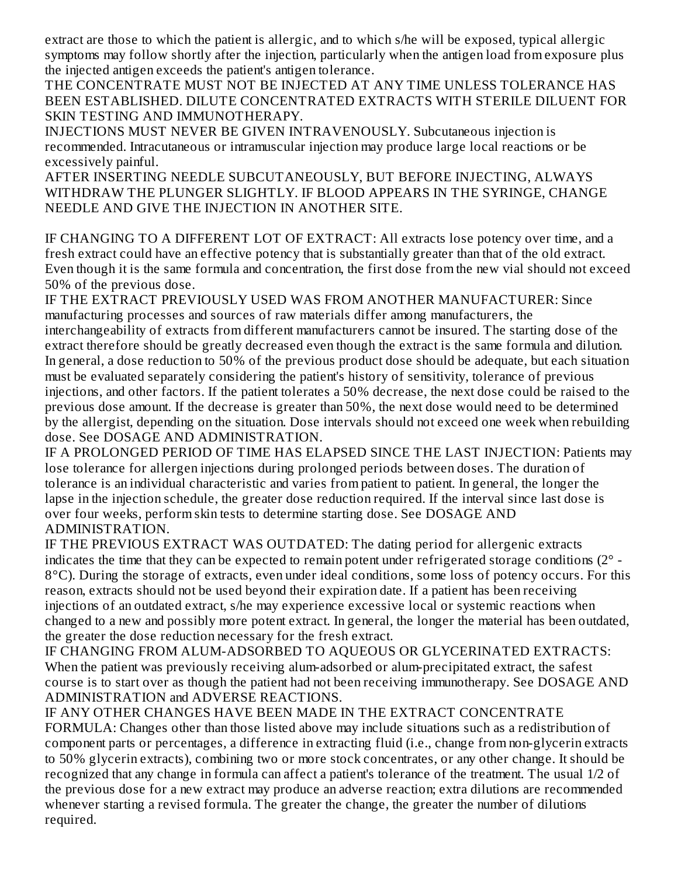extract are those to which the patient is allergic, and to which s/he will be exposed, typical allergic symptoms may follow shortly after the injection, particularly when the antigen load from exposure plus the injected antigen exceeds the patient's antigen tolerance.

THE CONCENTRATE MUST NOT BE INJECTED AT ANY TIME UNLESS TOLERANCE HAS BEEN ESTABLISHED. DILUTE CONCENTRATED EXTRACTS WITH STERILE DILUENT FOR SKIN TESTING AND IMMUNOTHERAPY.

INJECTIONS MUST NEVER BE GIVEN INTRAVENOUSLY. Subcutaneous injection is recommended. Intracutaneous or intramuscular injection may produce large local reactions or be excessively painful.

AFTER INSERTING NEEDLE SUBCUTANEOUSLY, BUT BEFORE INJECTING, ALWAYS WITHDRAW THE PLUNGER SLIGHTLY. IF BLOOD APPEARS IN THE SYRINGE, CHANGE NEEDLE AND GIVE THE INJECTION IN ANOTHER SITE.

IF CHANGING TO A DIFFERENT LOT OF EXTRACT: All extracts lose potency over time, and a fresh extract could have an effective potency that is substantially greater than that of the old extract. Even though it is the same formula and concentration, the first dose from the new vial should not exceed 50% of the previous dose.

IF THE EXTRACT PREVIOUSLY USED WAS FROM ANOTHER MANUFACTURER: Since manufacturing processes and sources of raw materials differ among manufacturers, the interchangeability of extracts from different manufacturers cannot be insured. The starting dose of the extract therefore should be greatly decreased even though the extract is the same formula and dilution. In general, a dose reduction to 50% of the previous product dose should be adequate, but each situation must be evaluated separately considering the patient's history of sensitivity, tolerance of previous injections, and other factors. If the patient tolerates a 50% decrease, the next dose could be raised to the previous dose amount. If the decrease is greater than 50%, the next dose would need to be determined by the allergist, depending on the situation. Dose intervals should not exceed one week when rebuilding dose. See DOSAGE AND ADMINISTRATION.

IF A PROLONGED PERIOD OF TIME HAS ELAPSED SINCE THE LAST INJECTION: Patients may lose tolerance for allergen injections during prolonged periods between doses. The duration of tolerance is an individual characteristic and varies from patient to patient. In general, the longer the lapse in the injection schedule, the greater dose reduction required. If the interval since last dose is over four weeks, perform skin tests to determine starting dose. See DOSAGE AND ADMINISTRATION.

IF THE PREVIOUS EXTRACT WAS OUTDATED: The dating period for allergenic extracts indicates the time that they can be expected to remain potent under refrigerated storage conditions (2° - 8°C). During the storage of extracts, even under ideal conditions, some loss of potency occurs. For this reason, extracts should not be used beyond their expiration date. If a patient has been receiving injections of an outdated extract, s/he may experience excessive local or systemic reactions when changed to a new and possibly more potent extract. In general, the longer the material has been outdated, the greater the dose reduction necessary for the fresh extract.

IF CHANGING FROM ALUM-ADSORBED TO AQUEOUS OR GLYCERINATED EXTRACTS: When the patient was previously receiving alum-adsorbed or alum-precipitated extract, the safest course is to start over as though the patient had not been receiving immunotherapy. See DOSAGE AND ADMINISTRATION and ADVERSE REACTIONS.

IF ANY OTHER CHANGES HAVE BEEN MADE IN THE EXTRACT CONCENTRATE FORMULA: Changes other than those listed above may include situations such as a redistribution of component parts or percentages, a difference in extracting fluid (i.e., change from non-glycerin extracts to 50% glycerin extracts), combining two or more stock concentrates, or any other change. It should be recognized that any change in formula can affect a patient's tolerance of the treatment. The usual 1/2 of the previous dose for a new extract may produce an adverse reaction; extra dilutions are recommended whenever starting a revised formula. The greater the change, the greater the number of dilutions required.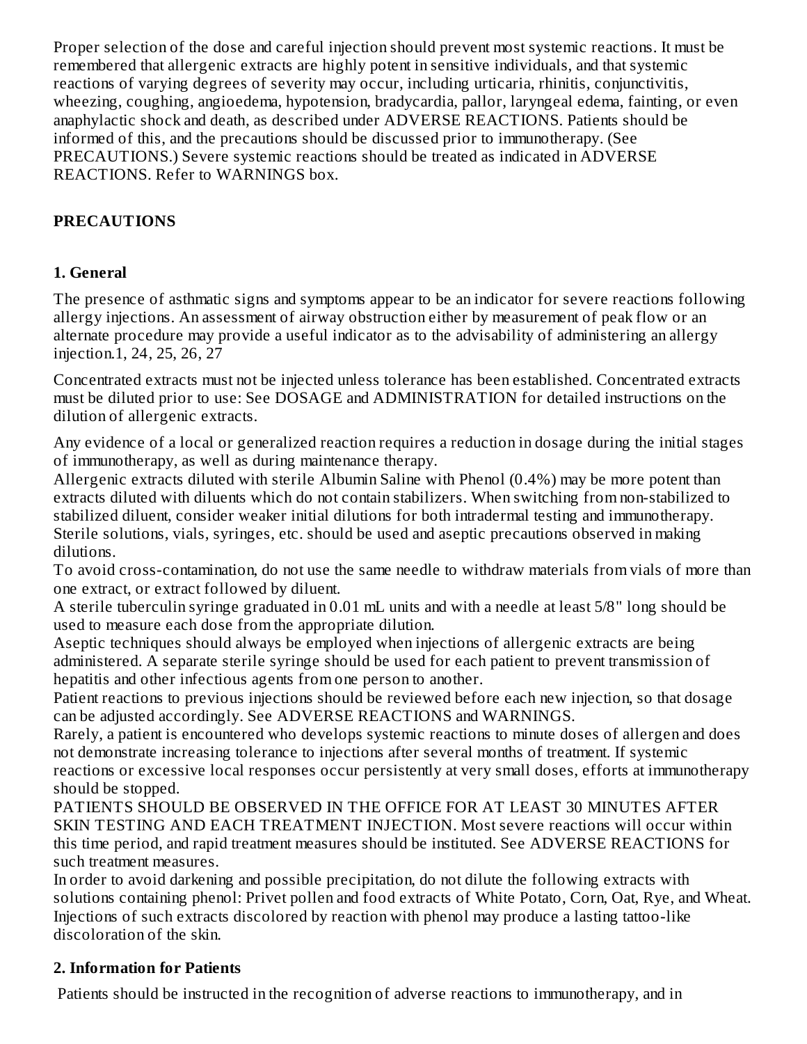Proper selection of the dose and careful injection should prevent most systemic reactions. It must be remembered that allergenic extracts are highly potent in sensitive individuals, and that systemic reactions of varying degrees of severity may occur, including urticaria, rhinitis, conjunctivitis, wheezing, coughing, angioedema, hypotension, bradycardia, pallor, laryngeal edema, fainting, or even anaphylactic shock and death, as described under ADVERSE REACTIONS. Patients should be informed of this, and the precautions should be discussed prior to immunotherapy. (See PRECAUTIONS.) Severe systemic reactions should be treated as indicated in ADVERSE REACTIONS. Refer to WARNINGS box.

## PRECAUTIONS

### 1. General

The presence of asthmatic signs and symptoms appear to be an indicator for severe reactions following allergy injections. An assessment of airway obstruction either by measurement of peak flow or an alternate procedure may provide a useful indicator as to the advisability of administering an allergy injection.1, 24, 25, 26, 27

Concentrated extracts must not be injected unless tolerance has been established. Concentrated extracts must be diluted prior to use: See DOSAGE and ADMINISTRATION for detailed instructions on the dilution of allergenic extracts.

Any evidence of a local or generalized reaction requires a reduction in dosage during the initial stages of immunotherapy, as well as during maintenance therapy.
Allergenic extracts diluted with sterile Albumin Saline with Phenol (0.4%) may be more potent than extracts diluted with diluents which do not contain stabilizers. When switching from non-stabilized to stabilized diluent, consider weaker initial dilutions for both intradermal testing and immunotherapy.
Sterile solutions, vials, syringes, etc. should be used and aseptic precautions observed in making dilutions.
To avoid cross-contamination, do not use the same needle to withdraw materials from vials of more than one extract, or extract followed by diluent.
A sterile tuberculin syringe graduated in 0.01 mL units and with a needle at least 5/8" long should be used to measure each dose from the appropriate dilution.
Aseptic techniques should always be employed when injections of allergenic extracts are being administered. A separate sterile syringe should be used for each patient to prevent transmission of hepatitis and other infectious agents from one person to another.
Patient reactions to previous injections should be reviewed before each new injection, so that dosage can be adjusted accordingly. See ADVERSE REACTIONS and WARNINGS.
Rarely, a patient is encountered who develops systemic reactions to minute doses of allergen and does not demonstrate increasing tolerance to injections after several months of treatment. If systemic reactions or excessive local responses occur persistently at very small doses, efforts at immunotherapy should be stopped.
PATIENTS SHOULD BE OBSERVED IN THE OFFICE FOR AT LEAST 30 MINUTES AFTER SKIN TESTING AND EACH TREATMENT INJECTION. Most severe reactions will occur within this time period, and rapid treatment measures should be instituted. See ADVERSE REACTIONS for such treatment measures.
In order to avoid darkening and possible precipitation, do not dilute the following extracts with solutions containing phenol: Privet pollen and food extracts of White Potato, Corn, Oat, Rye, and Wheat. Injections of such extracts discolored by reaction with phenol may produce a lasting tattoo-like discoloration of the skin.

### 2. Information for Patients

Patients should be instructed in the recognition of adverse reactions to immunotherapy, and in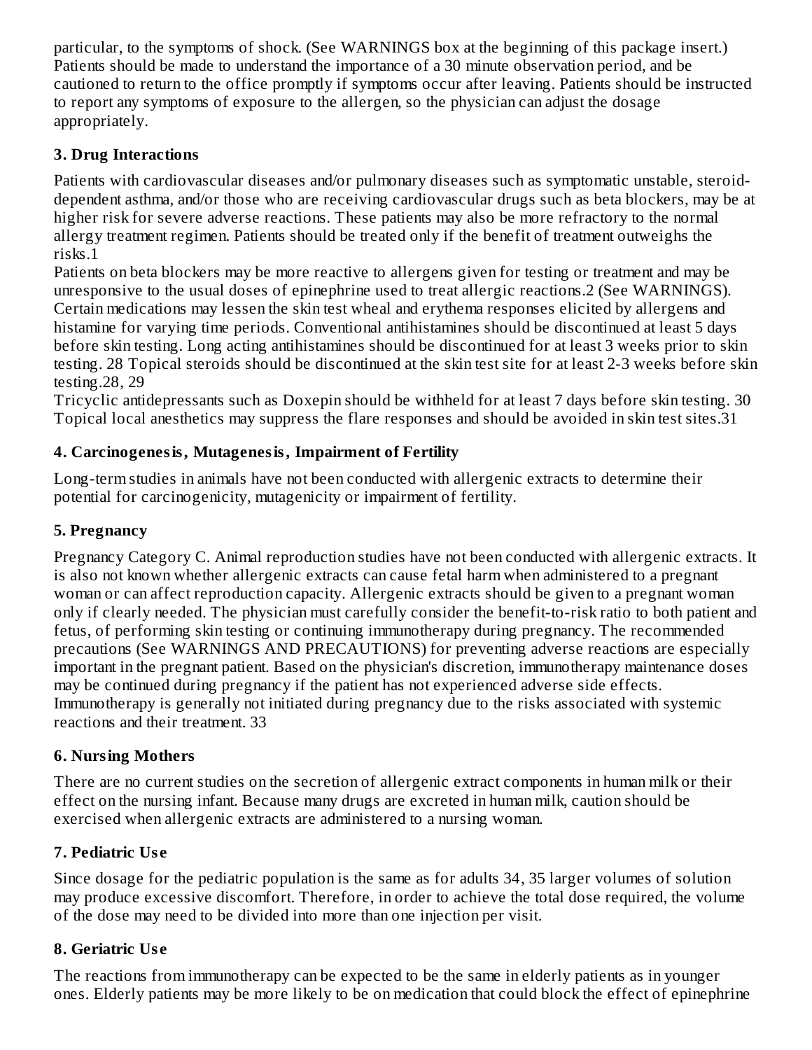particular, to the symptoms of shock. (See WARNINGS box at the beginning of this package insert.) Patients should be made to understand the importance of a 30 minute observation period, and be cautioned to return to the office promptly if symptoms occur after leaving. Patients should be instructed to report any symptoms of exposure to the allergen, so the physician can adjust the dosage appropriately.

### 3. Drug Interactions

Patients with cardiovascular diseases and/or pulmonary diseases such as symptomatic unstable, steroid-dependent asthma, and/or those who are receiving cardiovascular drugs such as beta blockers, may be at higher risk for severe adverse reactions. These patients may also be more refractory to the normal allergy treatment regimen. Patients should be treated only if the benefit of treatment outweighs the risks.1

Patients on beta blockers may be more reactive to allergens given for testing or treatment and may be unresponsive to the usual doses of epinephrine used to treat allergic reactions.2 (See WARNINGS). Certain medications may lessen the skin test wheal and erythema responses elicited by allergens and histamine for varying time periods. Conventional antihistamines should be discontinued at least 5 days before skin testing. Long acting antihistamines should be discontinued for at least 3 weeks prior to skin testing. 28 Topical steroids should be discontinued at the skin test site for at least 2-3 weeks before skin testing.28, 29

Tricyclic antidepressants such as Doxepin should be withheld for at least 7 days before skin testing. 30 Topical local anesthetics may suppress the flare responses and should be avoided in skin test sites.31

### 4. Carcinogenesis, Mutagenesis, Impairment of Fertility

Long-term studies in animals have not been conducted with allergenic extracts to determine their potential for carcinogenicity, mutagenicity or impairment of fertility.

### 5. Pregnancy

Pregnancy Category C. Animal reproduction studies have not been conducted with allergenic extracts. It is also not known whether allergenic extracts can cause fetal harm when administered to a pregnant woman or can affect reproduction capacity. Allergenic extracts should be given to a pregnant woman only if clearly needed. The physician must carefully consider the benefit-to-risk ratio to both patient and fetus, of performing skin testing or continuing immunotherapy during pregnancy. The recommended precautions (See WARNINGS AND PRECAUTIONS) for preventing adverse reactions are especially important in the pregnant patient. Based on the physician's discretion, immunotherapy maintenance doses may be continued during pregnancy if the patient has not experienced adverse side effects. Immunotherapy is generally not initiated during pregnancy due to the risks associated with systemic reactions and their treatment. 33

### 6. Nursing Mothers

There are no current studies on the secretion of allergenic extract components in human milk or their effect on the nursing infant. Because many drugs are excreted in human milk, caution should be exercised when allergenic extracts are administered to a nursing woman.

### 7. Pediatric Use

Since dosage for the pediatric population is the same as for adults 34, 35 larger volumes of solution may produce excessive discomfort. Therefore, in order to achieve the total dose required, the volume of the dose may need to be divided into more than one injection per visit.

### 8. Geriatric Use

The reactions from immunotherapy can be expected to be the same in elderly patients as in younger ones. Elderly patients may be more likely to be on medication that could block the effect of epinephrine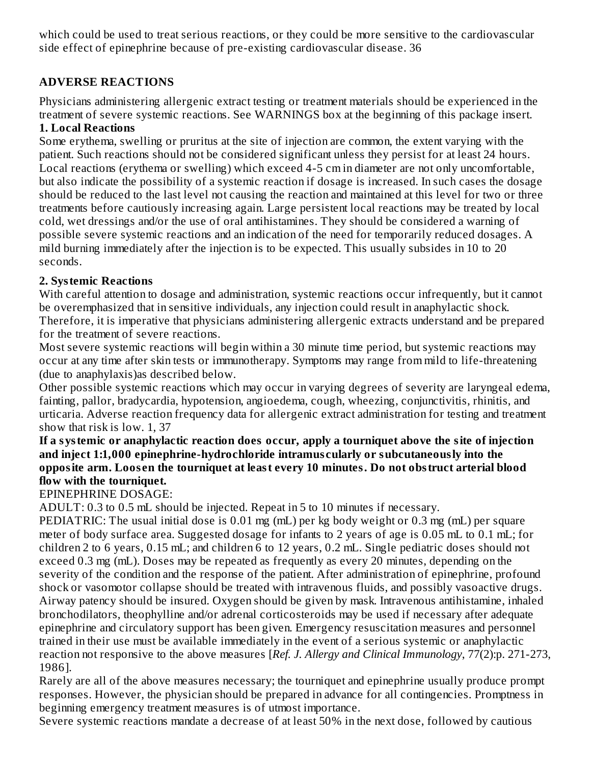which could be used to treat serious reactions, or they could be more sensitive to the cardiovascular side effect of epinephrine because of pre-existing cardiovascular disease. 36

## ADVERSE REACTIONS

Physicians administering allergenic extract testing or treatment materials should be experienced in the treatment of severe systemic reactions. See WARNINGS box at the beginning of this package insert.

**1. Local Reactions**

Some erythema, swelling or pruritus at the site of injection are common, the extent varying with the patient. Such reactions should not be considered significant unless they persist for at least 24 hours. Local reactions (erythema or swelling) which exceed 4-5 cm in diameter are not only uncomfortable, but also indicate the possibility of a systemic reaction if dosage is increased. In such cases the dosage should be reduced to the last level not causing the reaction and maintained at this level for two or three treatments before cautiously increasing again. Large persistent local reactions may be treated by local cold, wet dressings and/or the use of oral antihistamines. They should be considered a warning of possible severe systemic reactions and an indication of the need for temporarily reduced dosages. A mild burning immediately after the injection is to be expected. This usually subsides in 10 to 20 seconds.

**2. Systemic Reactions**

With careful attention to dosage and administration, systemic reactions occur infrequently, but it cannot be overemphasized that in sensitive individuals, any injection could result in anaphylactic shock. Therefore, it is imperative that physicians administering allergenic extracts understand and be prepared for the treatment of severe reactions.

Most severe systemic reactions will begin within a 30 minute time period, but systemic reactions may occur at any time after skin tests or immunotherapy. Symptoms may range from mild to life-threatening (due to anaphylaxis)as described below.

Other possible systemic reactions which may occur in varying degrees of severity are laryngeal edema, fainting, pallor, bradycardia, hypotension, angioedema, cough, wheezing, conjunctivitis, rhinitis, and urticaria. Adverse reaction frequency data for allergenic extract administration for testing and treatment show that risk is low. 1, 37

**If a systemic or anaphylactic reaction does occur, apply a tourniquet above the site of injection and inject 1:1,000 epinephrine-hydrochloride intramuscularly or subcutaneously into the opposite arm. Loosen the tourniquet at least every 10 minutes. Do not obstruct arterial blood flow with the tourniquet.**

EPINEPHRINE DOSAGE:

ADULT: 0.3 to 0.5 mL should be injected. Repeat in 5 to 10 minutes if necessary.

PEDIATRIC: The usual initial dose is 0.01 mg (mL) per kg body weight or 0.3 mg (mL) per square meter of body surface area. Suggested dosage for infants to 2 years of age is 0.05 mL to 0.1 mL; for children 2 to 6 years, 0.15 mL; and children 6 to 12 years, 0.2 mL. Single pediatric doses should not exceed 0.3 mg (mL). Doses may be repeated as frequently as every 20 minutes, depending on the severity of the condition and the response of the patient. After administration of epinephrine, profound shock or vasomotor collapse should be treated with intravenous fluids, and possibly vasoactive drugs. Airway patency should be insured. Oxygen should be given by mask. Intravenous antihistamine, inhaled bronchodilators, theophylline and/or adrenal corticosteroids may be used if necessary after adequate epinephrine and circulatory support has been given. Emergency resuscitation measures and personnel trained in their use must be available immediately in the event of a serious systemic or anaphylactic reaction not responsive to the above measures [*Ref. J. Allergy and Clinical Immunology*, 77(2):p. 271-273, 1986].

Rarely are all of the above measures necessary; the tourniquet and epinephrine usually produce prompt responses. However, the physician should be prepared in advance for all contingencies. Promptness in beginning emergency treatment measures is of utmost importance.

Severe systemic reactions mandate a decrease of at least 50% in the next dose, followed by cautious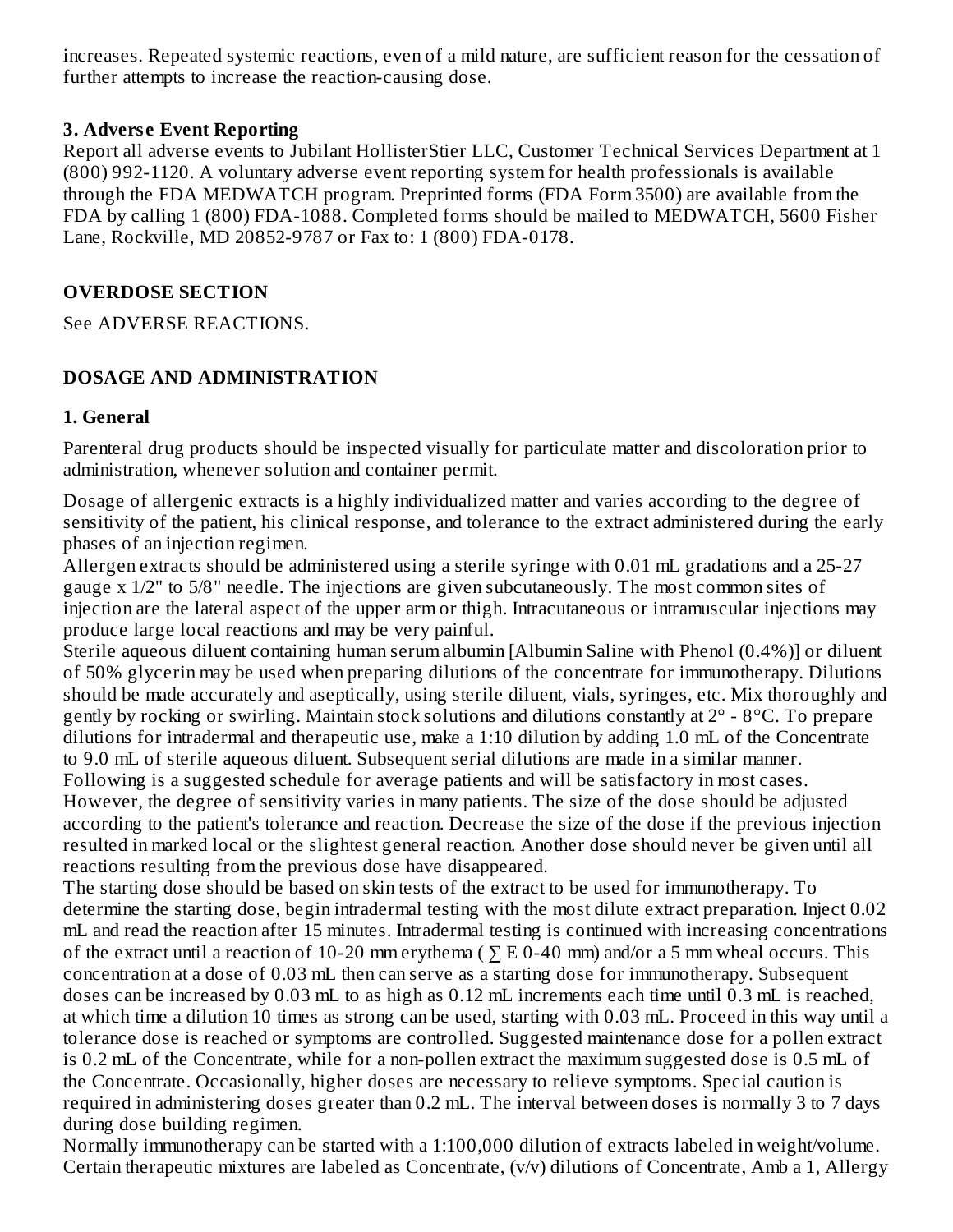increases. Repeated systemic reactions, even of a mild nature, are sufficient reason for the cessation of further attempts to increase the reaction-causing dose.

**3. Adverse Event Reporting**

Report all adverse events to Jubilant HollisterStier LLC, Customer Technical Services Department at 1 (800) 992-1120. A voluntary adverse event reporting system for health professionals is available through the FDA MEDWATCH program. Preprinted forms (FDA Form 3500) are available from the FDA by calling 1 (800) FDA-1088. Completed forms should be mailed to MEDWATCH, 5600 Fisher Lane, Rockville, MD 20852-9787 or Fax to: 1 (800) FDA-0178.

## OVERDOSE SECTION

See ADVERSE REACTIONS.

## DOSAGE AND ADMINISTRATION

**1. General**

Parenteral drug products should be inspected visually for particulate matter and discoloration prior to administration, whenever solution and container permit.

Dosage of allergenic extracts is a highly individualized matter and varies according to the degree of sensitivity of the patient, his clinical response, and tolerance to the extract administered during the early phases of an injection regimen.

Allergen extracts should be administered using a sterile syringe with 0.01 mL gradations and a 25-27 gauge x 1/2" to 5/8" needle. The injections are given subcutaneously. The most common sites of injection are the lateral aspect of the upper arm or thigh. Intracutaneous or intramuscular injections may produce large local reactions and may be very painful.

Sterile aqueous diluent containing human serum albumin [Albumin Saline with Phenol (0.4%)] or diluent of 50% glycerin may be used when preparing dilutions of the concentrate for immunotherapy. Dilutions should be made accurately and aseptically, using sterile diluent, vials, syringes, etc. Mix thoroughly and gently by rocking or swirling. Maintain stock solutions and dilutions constantly at 2° - 8°C. To prepare dilutions for intradermal and therapeutic use, make a 1:10 dilution by adding 1.0 mL of the Concentrate to 9.0 mL of sterile aqueous diluent. Subsequent serial dilutions are made in a similar manner.

Following is a suggested schedule for average patients and will be satisfactory in most cases. However, the degree of sensitivity varies in many patients. The size of the dose should be adjusted according to the patient's tolerance and reaction. Decrease the size of the dose if the previous injection resulted in marked local or the slightest general reaction. Another dose should never be given until all reactions resulting from the previous dose have disappeared.

The starting dose should be based on skin tests of the extract to be used for immunotherapy. To determine the starting dose, begin intradermal testing with the most dilute extract preparation. Inject 0.02 mL and read the reaction after 15 minutes. Intradermal testing is continued with increasing concentrations of the extract until a reaction of 10-20 mm erythema ( $\sum$ E 0-40 mm) and/or a 5 mm wheal occurs. This concentration at a dose of 0.03 mL then can serve as a starting dose for immunotherapy. Subsequent doses can be increased by 0.03 mL to as high as 0.12 mL increments each time until 0.3 mL is reached, at which time a dilution 10 times as strong can be used, starting with 0.03 mL. Proceed in this way until a tolerance dose is reached or symptoms are controlled. Suggested maintenance dose for a pollen extract is 0.2 mL of the Concentrate, while for a non-pollen extract the maximum suggested dose is 0.5 mL of the Concentrate. Occasionally, higher doses are necessary to relieve symptoms. Special caution is required in administering doses greater than 0.2 mL. The interval between doses is normally 3 to 7 days during dose building regimen.

Normally immunotherapy can be started with a 1:100,000 dilution of extracts labeled in weight/volume. Certain therapeutic mixtures are labeled as Concentrate, (v/v) dilutions of Concentrate, Amb a 1, Allergy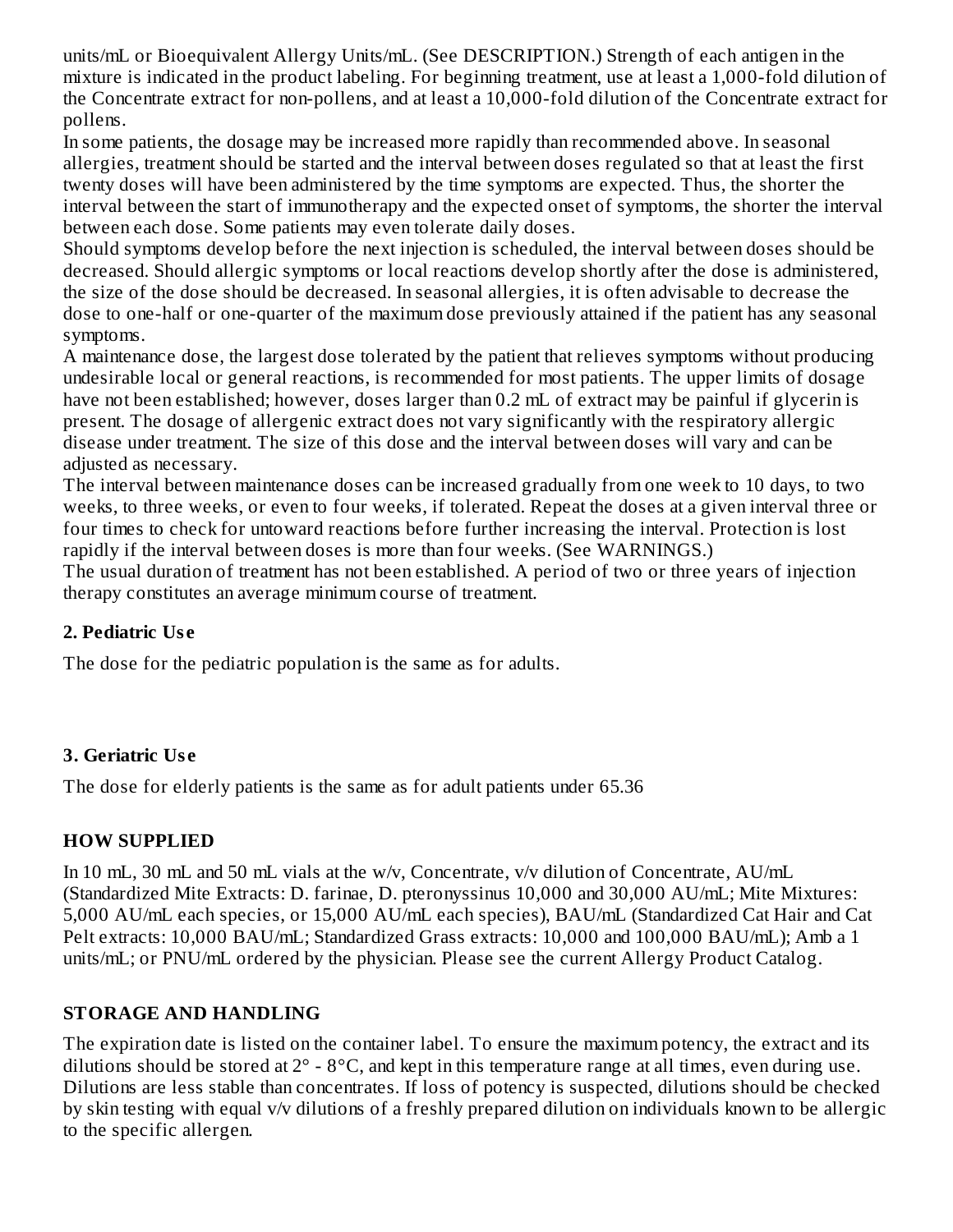units/mL or Bioequivalent Allergy Units/mL. (See DESCRIPTION.) Strength of each antigen in the mixture is indicated in the product labeling. For beginning treatment, use at least a 1,000-fold dilution of the Concentrate extract for non-pollens, and at least a 10,000-fold dilution of the Concentrate extract for pollens.

In some patients, the dosage may be increased more rapidly than recommended above. In seasonal allergies, treatment should be started and the interval between doses regulated so that at least the first twenty doses will have been administered by the time symptoms are expected. Thus, the shorter the interval between the start of immunotherapy and the expected onset of symptoms, the shorter the interval between each dose. Some patients may even tolerate daily doses.

Should symptoms develop before the next injection is scheduled, the interval between doses should be decreased. Should allergic symptoms or local reactions develop shortly after the dose is administered, the size of the dose should be decreased. In seasonal allergies, it is often advisable to decrease the dose to one-half or one-quarter of the maximum dose previously attained if the patient has any seasonal symptoms.

A maintenance dose, the largest dose tolerated by the patient that relieves symptoms without producing undesirable local or general reactions, is recommended for most patients. The upper limits of dosage have not been established; however, doses larger than 0.2 mL of extract may be painful if glycerin is present. The dosage of allergenic extract does not vary significantly with the respiratory allergic disease under treatment. The size of this dose and the interval between doses will vary and can be adjusted as necessary.

The interval between maintenance doses can be increased gradually from one week to 10 days, to two weeks, to three weeks, or even to four weeks, if tolerated. Repeat the doses at a given interval three or four times to check for untoward reactions before further increasing the interval. Protection is lost rapidly if the interval between doses is more than four weeks. (See WARNINGS.)

The usual duration of treatment has not been established. A period of two or three years of injection therapy constitutes an average minimum course of treatment.

### 2. Pediatric Use

The dose for the pediatric population is the same as for adults.

### 3. Geriatric Use

The dose for elderly patients is the same as for adult patients under 65.36

## HOW SUPPLIED

In 10 mL, 30 mL and 50 mL vials at the w/v, Concentrate, v/v dilution of Concentrate, AU/mL (Standardized Mite Extracts: D. farinae, D. pteronyssinus 10,000 and 30,000 AU/mL; Mite Mixtures: 5,000 AU/mL each species, or 15,000 AU/mL each species), BAU/mL (Standardized Cat Hair and Cat Pelt extracts: 10,000 BAU/mL; Standardized Grass extracts: 10,000 and 100,000 BAU/mL); Amb a 1 units/mL; or PNU/mL ordered by the physician. Please see the current Allergy Product Catalog.

## STORAGE AND HANDLING

The expiration date is listed on the container label. To ensure the maximum potency, the extract and its dilutions should be stored at 2° - 8°C, and kept in this temperature range at all times, even during use. Dilutions are less stable than concentrates. If loss of potency is suspected, dilutions should be checked by skin testing with equal v/v dilutions of a freshly prepared dilution on individuals known to be allergic to the specific allergen.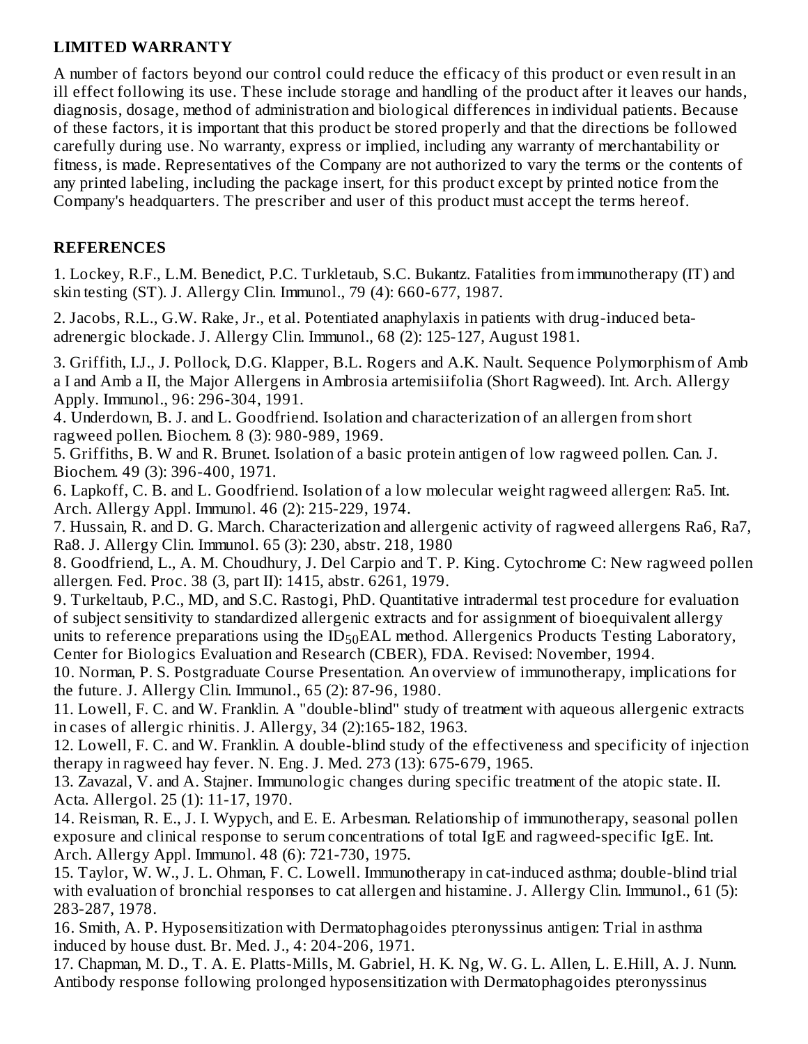## LIMITED WARRANTY

A number of factors beyond our control could reduce the efficacy of this product or even result in an ill effect following its use. These include storage and handling of the product after it leaves our hands, diagnosis, dosage, method of administration and biological differences in individual patients. Because of these factors, it is important that this product be stored properly and that the directions be followed carefully during use. No warranty, express or implied, including any warranty of merchantability or fitness, is made. Representatives of the Company are not authorized to vary the terms or the contents of any printed labeling, including the package insert, for this product except by printed notice from the Company's headquarters. The prescriber and user of this product must accept the terms hereof.

## REFERENCES

1. Lockey, R.F., L.M. Benedict, P.C. Turkletaub, S.C. Bukantz. Fatalities from immunotherapy (IT) and skin testing (ST). J. Allergy Clin. Immunol., 79 (4): 660-677, 1987.

2. Jacobs, R.L., G.W. Rake, Jr., et al. Potentiated anaphylaxis in patients with drug-induced beta-adrenergic blockade. J. Allergy Clin. Immunol., 68 (2): 125-127, August 1981.

3. Griffith, I.J., J. Pollock, D.G. Klapper, B.L. Rogers and A.K. Nault. Sequence Polymorphism of Amb a I and Amb a II, the Major Allergens in Ambrosia artemisiifolia (Short Ragweed). Int. Arch. Allergy Apply. Immunol., 96: 296-304, 1991.

4. Underdown, B. J. and L. Goodfriend. Isolation and characterization of an allergen from short ragweed pollen. Biochem. 8 (3): 980-989, 1969.

5. Griffiths, B. W and R. Brunet. Isolation of a basic protein antigen of low ragweed pollen. Can. J. Biochem. 49 (3): 396-400, 1971.

6. Lapkoff, C. B. and L. Goodfriend. Isolation of a low molecular weight ragweed allergen: Ra5. Int. Arch. Allergy Appl. Immunol. 46 (2): 215-229, 1974.

7. Hussain, R. and D. G. March. Characterization and allergenic activity of ragweed allergens Ra6, Ra7, Ra8. J. Allergy Clin. Immunol. 65 (3): 230, abstr. 218, 1980

8. Goodfriend, L., A. M. Choudhury, J. Del Carpio and T. P. King. Cytochrome C: New ragweed pollen allergen. Fed. Proc. 38 (3, part II): 1415, abstr. 6261, 1979.

9. Turkeltaub, P.C., MD, and S.C. Rastogi, PhD. Quantitative intradermal test procedure for evaluation of subject sensitivity to standardized allergenic extracts and for assignment of bioequivalent allergy units to reference preparations using the $ID_{50}EAL$ method. Allergenics Products Testing Laboratory, Center for Biologics Evaluation and Research (CBER), FDA. Revised: November, 1994.

10. Norman, P. S. Postgraduate Course Presentation. An overview of immunotherapy, implications for the future. J. Allergy Clin. Immunol., 65 (2): 87-96, 1980.

11. Lowell, F. C. and W. Franklin. A "double-blind" study of treatment with aqueous allergenic extracts in cases of allergic rhinitis. J. Allergy, 34 (2):165-182, 1963.

12. Lowell, F. C. and W. Franklin. A double-blind study of the effectiveness and specificity of injection therapy in ragweed hay fever. N. Eng. J. Med. 273 (13): 675-679, 1965.

13. Zavazal, V. and A. Stajner. Immunologic changes during specific treatment of the atopic state. II. Acta. Allergol. 25 (1): 11-17, 1970.

14. Reisman, R. E., J. I. Wypych, and E. E. Arbesman. Relationship of immunotherapy, seasonal pollen exposure and clinical response to serum concentrations of total IgE and ragweed-specific IgE. Int. Arch. Allergy Appl. Immunol. 48 (6): 721-730, 1975.

15. Taylor, W. W., J. L. Ohman, F. C. Lowell. Immunotherapy in cat-induced asthma; double-blind trial with evaluation of bronchial responses to cat allergen and histamine. J. Allergy Clin. Immunol., 61 (5): 283-287, 1978.

16. Smith, A. P. Hyposensitization with Dermatophagoides pteronyssinus antigen: Trial in asthma induced by house dust. Br. Med. J., 4: 204-206, 1971.

17. Chapman, M. D., T. A. E. Platts-Mills, M. Gabriel, H. K. Ng, W. G. L. Allen, L. E.Hill, A. J. Nunn. Antibody response following prolonged hyposensitization with Dermatophagoides pteronyssinus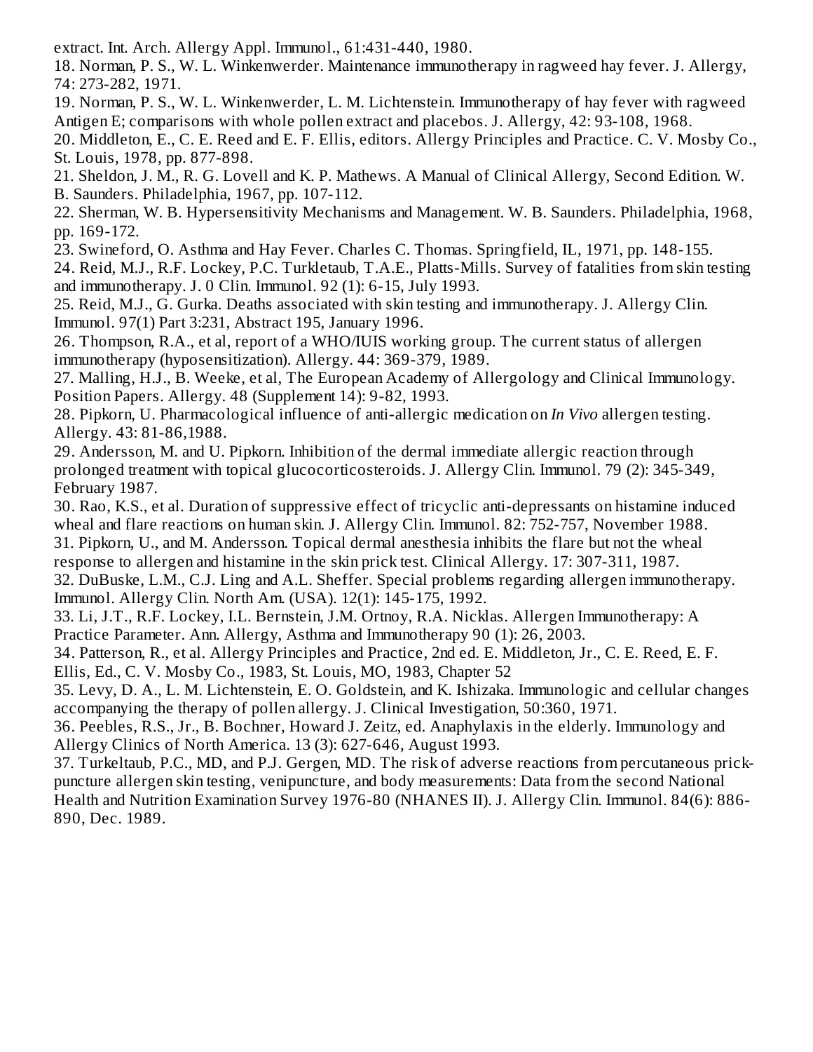extract. Int. Arch. Allergy Appl. Immunol., 61:431-440, 1980.

18. Norman, P. S., W. L. Winkenwerder. Maintenance immunotherapy in ragweed hay fever. J. Allergy, 74: 273-282, 1971.

19. Norman, P. S., W. L. Winkenwerder, L. M. Lichtenstein. Immunotherapy of hay fever with ragweed Antigen E; comparisons with whole pollen extract and placebos. J. Allergy, 42: 93-108, 1968.

20. Middleton, E., C. E. Reed and E. F. Ellis, editors. Allergy Principles and Practice. C. V. Mosby Co., St. Louis, 1978, pp. 877-898.

21. Sheldon, J. M., R. G. Lovell and K. P. Mathews. A Manual of Clinical Allergy, Second Edition. W. B. Saunders. Philadelphia, 1967, pp. 107-112.

22. Sherman, W. B. Hypersensitivity Mechanisms and Management. W. B. Saunders. Philadelphia, 1968, pp. 169-172.

23. Swineford, O. Asthma and Hay Fever. Charles C. Thomas. Springfield, IL, 1971, pp. 148-155.

24. Reid, M.J., R.F. Lockey, P.C. Turkletaub, T.A.E., Platts-Mills. Survey of fatalities from skin testing and immunotherapy. J. 0 Clin. Immunol. 92 (1): 6-15, July 1993.

25. Reid, M.J., G. Gurka. Deaths associated with skin testing and immunotherapy. J. Allergy Clin. Immunol. 97(1) Part 3:231, Abstract 195, January 1996.

26. Thompson, R.A., et al, report of a WHO/IUIS working group. The current status of allergen immunotherapy (hyposensitization). Allergy. 44: 369-379, 1989.

27. Malling, H.J., B. Weeke, et al, The European Academy of Allergology and Clinical Immunology. Position Papers. Allergy. 48 (Supplement 14): 9-82, 1993.

28. Pipkorn, U. Pharmacological influence of anti-allergic medication on *In Vivo* allergen testing. Allergy. 43: 81-86,1988.

29. Andersson, M. and U. Pipkorn. Inhibition of the dermal immediate allergic reaction through prolonged treatment with topical glucocorticosteroids. J. Allergy Clin. Immunol. 79 (2): 345-349, February 1987.

30. Rao, K.S., et al. Duration of suppressive effect of tricyclic anti-depressants on histamine induced wheal and flare reactions on human skin. J. Allergy Clin. Immunol. 82: 752-757, November 1988.

31. Pipkorn, U., and M. Andersson. Topical dermal anesthesia inhibits the flare but not the wheal response to allergen and histamine in the skin prick test. Clinical Allergy. 17: 307-311, 1987.

32. DuBuske, L.M., C.J. Ling and A.L. Sheffer. Special problems regarding allergen immunotherapy. Immunol. Allergy Clin. North Am. (USA). 12(1): 145-175, 1992.

33. Li, J.T., R.F. Lockey, I.L. Bernstein, J.M. Ortnoy, R.A. Nicklas. Allergen Immunotherapy: A Practice Parameter. Ann. Allergy, Asthma and Immunotherapy 90 (1): 26, 2003.

34. Patterson, R., et al. Allergy Principles and Practice, 2nd ed. E. Middleton, Jr., C. E. Reed, E. F. Ellis, Ed., C. V. Mosby Co., 1983, St. Louis, MO, 1983, Chapter 52

35. Levy, D. A., L. M. Lichtenstein, E. O. Goldstein, and K. Ishizaka. Immunologic and cellular changes accompanying the therapy of pollen allergy. J. Clinical Investigation, 50:360, 1971.

36. Peebles, R.S., Jr., B. Bochner, Howard J. Zeitz, ed. Anaphylaxis in the elderly. Immunology and Allergy Clinics of North America. 13 (3): 627-646, August 1993.

37. Turkeltaub, P.C., MD, and P.J. Gergen, MD. The risk of adverse reactions from percutaneous prick-puncture allergen skin testing, venipuncture, and body measurements: Data from the second National Health and Nutrition Examination Survey 1976-80 (NHANES II). J. Allergy Clin. Immunol. 84(6): 886-890, Dec. 1989.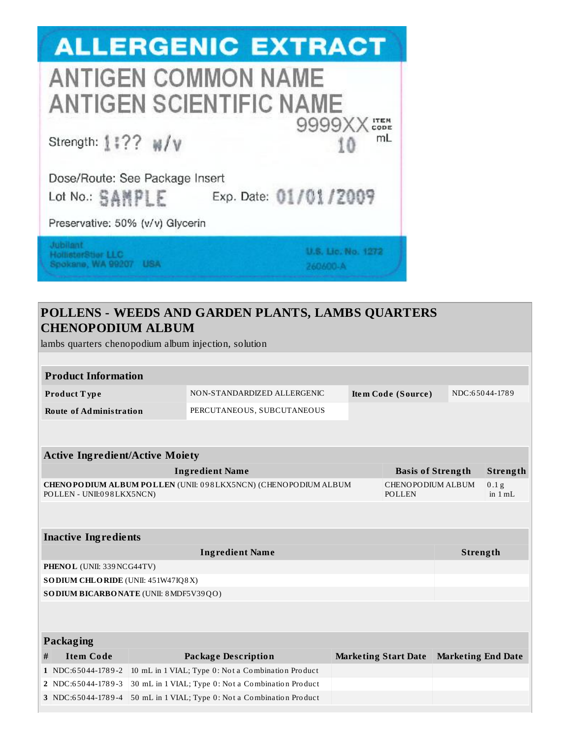ALLERGENIC EXTRACT

ANTIGEN COMMON NAME
ANTIGEN SCIENTIFIC NAME

9999XX ITEM CODE

Strength: 1:?? w/v

10 mL

Dose/Route: See Package Insert

Lot No.: SAMPLE Exp. Date: 01/01/2009

Preservative: 50% (v/v) Glycerin

Jubilant
HollisterStier LLC
Spokane, WA 99207 USA

U.S. Lic. No. 1272
260600-A

## POLLENS - WEEDS AND GARDEN PLANTS, LAMBS QUARTERS CHENOPODIUM ALBUM

lambs quarters chenopodium album injection, solution

| Product Information | | | |
|---|---|---|---|
| **Product Type** | NON-STANDARDIZED ALLERGENIC | **Item Code (Source)** | NDC:65044-1789 |
| **Route of Administration** | PERCUTANEOUS, SUBCUTANEOUS | | |

| Active Ingredient/Active Moiety | | |
|---|---|---|
| **Ingredient Name** | **Basis of Strength** | **Strength** |
| **CHENOPODIUM ALBUM POLLEN** (UNII: 098LKX5NCN) (CHENOPODIUM ALBUM POLLEN - UNII:098LKX5NCN) | CHENOPODIUM ALBUM POLLEN | 0.1 g in 1 mL |

| Inactive Ingredients | |
|---|---|
| **Ingredient Name** | **Strength** |
| **PHENOL** (UNII: 339NCG44TV) | |
| **SODIUM CHLORIDE** (UNII: 451W47IQ8X) | |
| **SODIUM BICARBONATE** (UNII: 8MDF5V39QO) | |

| Packaging | | | | |
|---|---|---|---|---|
| **#** | **Item Code** | **Package Description** | **Marketing Start Date** | **Marketing End Date** |
| 1 | NDC:65044-1789-2 | 10 mL in 1 VIAL; Type 0: Not a Combination Product | | |
| 2 | NDC:65044-1789-3 | 30 mL in 1 VIAL; Type 0: Not a Combination Product | | |
| 3 | NDC:65044-1789-4 | 50 mL in 1 VIAL; Type 0: Not a Combination Product | | |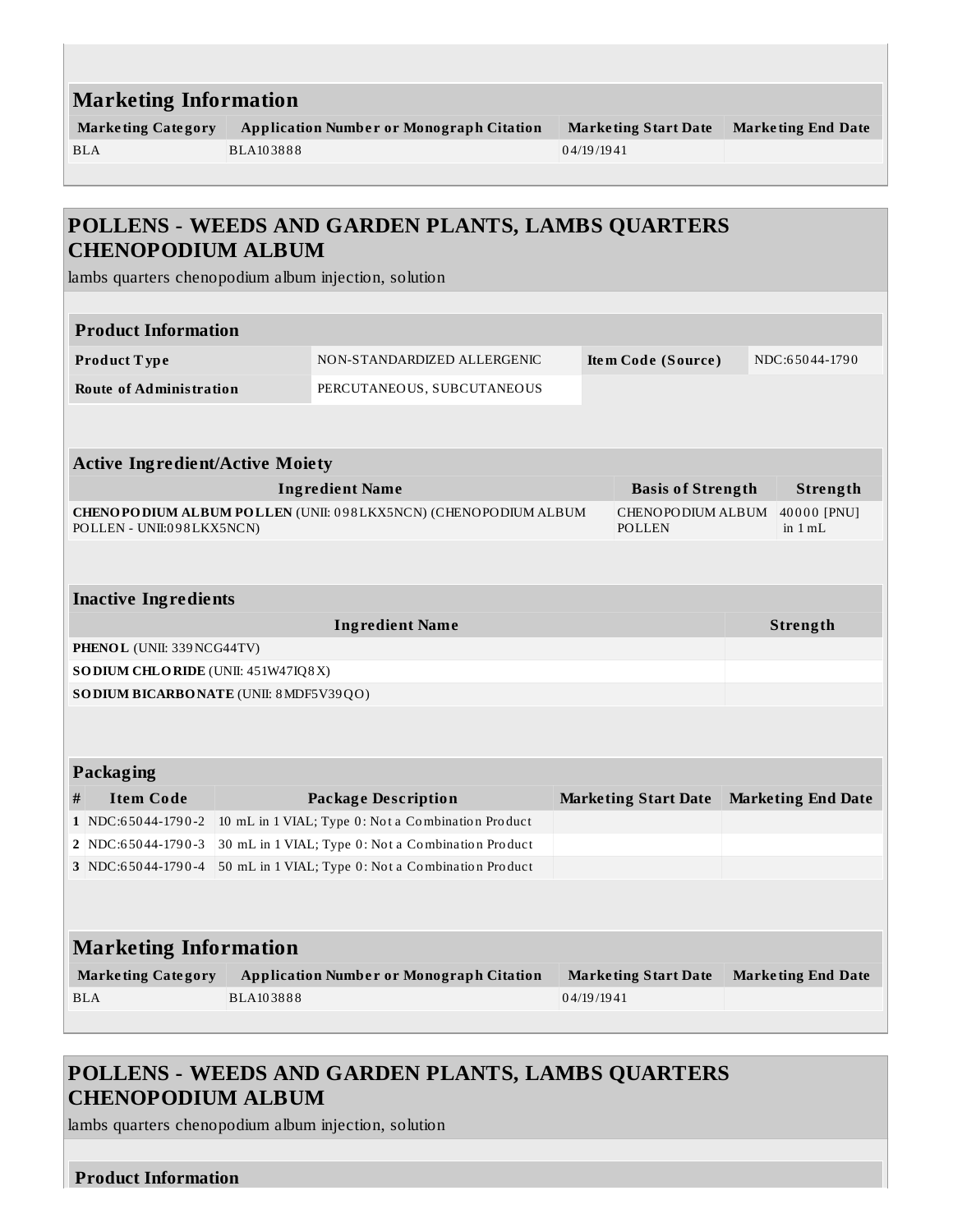## Marketing Information

| Marketing Category | Application Number or Monograph Citation | Marketing Start Date | Marketing End Date |
|---|---|---|---|
| BLA | BLA103888 | 04/19/1941 | |

## POLLENS - WEEDS AND GARDEN PLANTS, LAMBS QUARTERS CHENOPODIUM ALBUM

lambs quarters chenopodium album injection, solution

### Product Information

| | | | |
|---|---|---|---|
| **Product Type** | NON-STANDARDIZED ALLERGENIC | **Item Code (Source)** | NDC:65044-1790 |
| **Route of Administration** | PERCUTANEOUS, SUBCUTANEOUS | | |

### Active Ingredient/Active Moiety

| Ingredient Name | Basis of Strength | Strength |
|---|---|---|
| **CHENOPODIUM ALBUM POLLEN** (UNII: 098LKX5NCN) (CHENOPODIUM ALBUM POLLEN - UNII:098LKX5NCN) | CHENOPODIUM ALBUM POLLEN | 40000 [PNU] in 1 mL |

### Inactive Ingredients

| Ingredient Name | Strength |
|---|---|
| **PHENOL** (UNII: 339NCG44TV) | |
| **SODIUM CHLORIDE** (UNII: 451W47IQ8X) | |
| **SODIUM BICARBONATE** (UNII: 8MDF5V39QO) | |

### Packaging

| # | Item Code | Package Description | Marketing Start Date | Marketing End Date |
|---|---|---|---|---|
| 1 | NDC:65044-1790-2 | 10 mL in 1 VIAL; Type 0: Not a Combination Product | | |
| 2 | NDC:65044-1790-3 | 30 mL in 1 VIAL; Type 0: Not a Combination Product | | |
| 3 | NDC:65044-1790-4 | 50 mL in 1 VIAL; Type 0: Not a Combination Product | | |

### Marketing Information

| Marketing Category | Application Number or Monograph Citation | Marketing Start Date | Marketing End Date |
|---|---|---|---|
| BLA | BLA103888 | 04/19/1941 | |

## POLLENS - WEEDS AND GARDEN PLANTS, LAMBS QUARTERS CHENOPODIUM ALBUM

lambs quarters chenopodium album injection, solution

### Product Information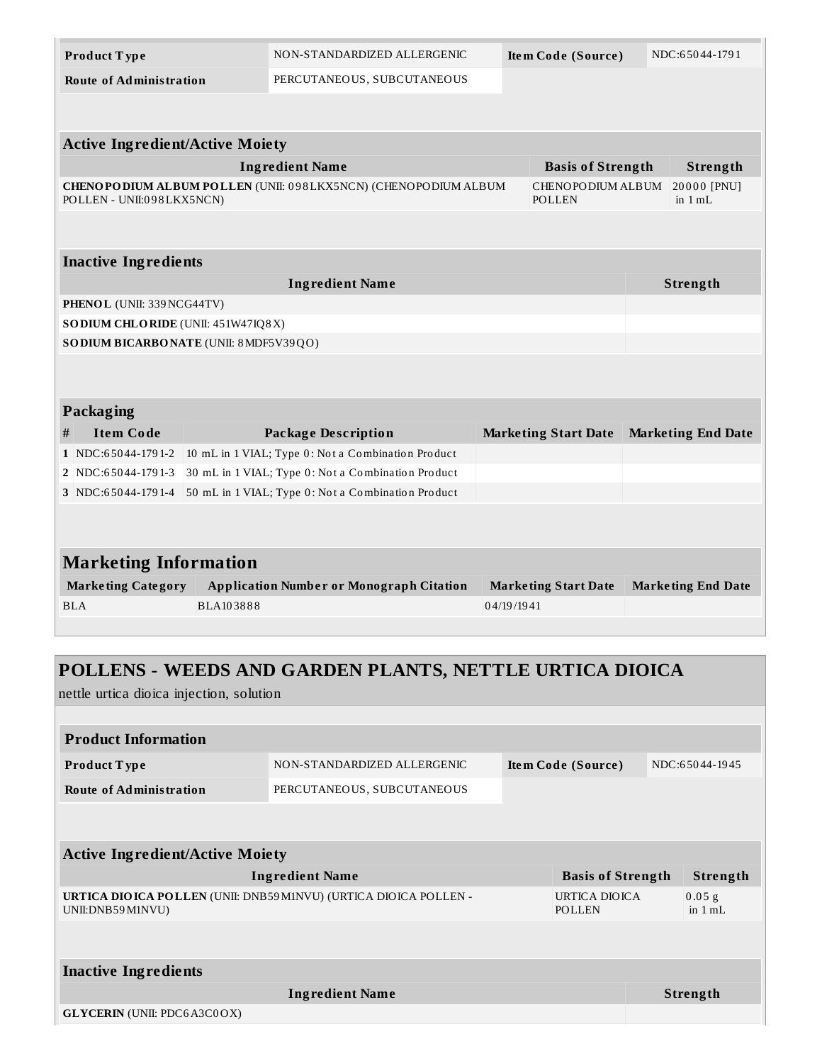| Product Type | NON-STANDARDIZED ALLERGENIC | Item Code (Source) | NDC:65044-1791 |
| --- | --- | --- | --- |
| Route of Administration | PERCUTANEOUS, SUBCUTANEOUS | | |

| Active Ingredient/Active Moiety | | |
| --- | --- | --- |
| Ingredient Name | Basis of Strength | Strength |
| **CHENOPODIUM ALBUM POLLEN** (UNII: 098LKX5NCN) (CHENOPODIUM ALBUM POLLEN - UNII:098LKX5NCN) | CHENOPODIUM ALBUM POLLEN | 20000 [PNU] in 1 mL |

| Inactive Ingredients | |
| --- | --- |
| Ingredient Name | Strength |
| **PHENOL** (UNII: 339NCG44TV) | |
| **SODIUM CHLORIDE** (UNII: 451W47IQ8X) | |
| **SODIUM BICARBONATE** (UNII: 8MDF5V39QO) | |

| Packaging | | | | |
| --- | --- | --- | --- | --- |
| # | Item Code | Package Description | Marketing Start Date | Marketing End Date |
| 1 | NDC:65044-1791-2 | 10 mL in 1 VIAL; Type 0: Not a Combination Product | | |
| 2 | NDC:65044-1791-3 | 30 mL in 1 VIAL; Type 0: Not a Combination Product | | |
| 3 | NDC:65044-1791-4 | 50 mL in 1 VIAL; Type 0: Not a Combination Product | | |

## Marketing Information

| Marketing Category | Application Number or Monograph Citation | Marketing Start Date | Marketing End Date |
| --- | --- | --- | --- |
| BLA | BLA103888 | 04/19/1941 | |

## POLLENS - WEEDS AND GARDEN PLANTS, NETTLE URTICA DIOICA

nettle urtica dioica injection, solution

### Product Information

| Product Type | NON-STANDARDIZED ALLERGENIC | Item Code (Source) | NDC:65044-1945 |
| --- | --- | --- | --- |
| Route of Administration | PERCUTANEOUS, SUBCUTANEOUS | | |

| Active Ingredient/Active Moiety | | |
| --- | --- | --- |
| Ingredient Name | Basis of Strength | Strength |
| **URTICA DIOICA POLLEN** (UNII: DNB59M1NVU) (URTICA DIOICA POLLEN - UNII:DNB59M1NVU) | URTICA DIOICA POLLEN | 0.05 g in 1 mL |

| Inactive Ingredients | |
| --- | --- |
| Ingredient Name | Strength |
| **GLYCERIN** (UNII: PDC6A3C0OX) | |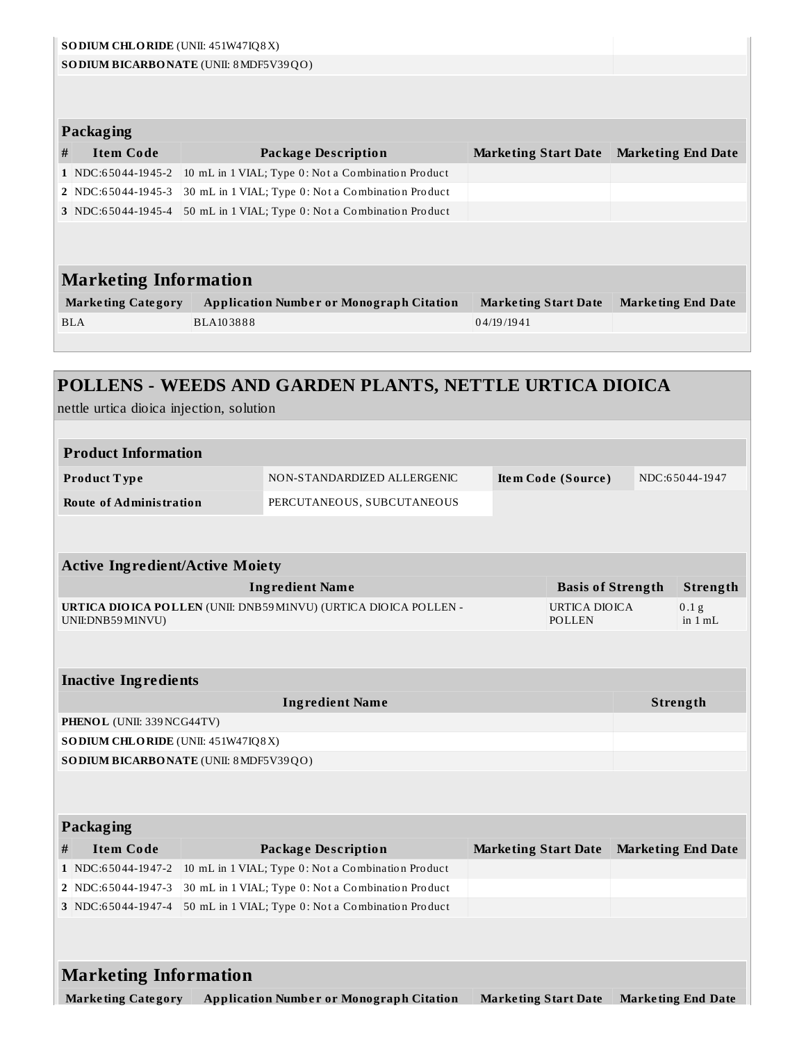| | |
|---|---|
| **SODIUM CHLORIDE** (UNII: 451W47IQ8X) | |
| **SODIUM BICARBONATE** (UNII: 8MDF5V39QO) | |

### Packaging

| # | Item Code | Package Description | Marketing Start Date | Marketing End Date |
|---|---|---|---|---|
| 1 | NDC:65044-1945-2 | 10 mL in 1 VIAL; Type 0: Not a Combination Product | | |
| 2 | NDC:65044-1945-3 | 30 mL in 1 VIAL; Type 0: Not a Combination Product | | |
| 3 | NDC:65044-1945-4 | 50 mL in 1 VIAL; Type 0: Not a Combination Product | | |

### Marketing Information

| Marketing Category | Application Number or Monograph Citation | Marketing Start Date | Marketing End Date |
|---|---|---|---|
| BLA | BLA103888 | 04/19/1941 | |

## POLLENS - WEEDS AND GARDEN PLANTS, NETTLE URTICA DIOICA

nettle urtica dioica injection, solution

### Product Information

| | | | |
|---|---|---|---|
| **Product Type** | NON-STANDARDIZED ALLERGENIC | **Item Code (Source)** | NDC:65044-1947 |
| **Route of Administration** | PERCUTANEOUS, SUBCUTANEOUS | | |

### Active Ingredient/Active Moiety

| Ingredient Name | Basis of Strength | Strength |
|---|---|---|
| **URTICA DIOICA POLLEN** (UNII: DNB59M1NVU) (URTICA DIOICA POLLEN - UNII:DNB59M1NVU) | URTICA DIOICA POLLEN | 0.1 g in 1 mL |

### Inactive Ingredients

| Ingredient Name | Strength |
|---|---|
| **PHENOL** (UNII: 339NCG44TV) | |
| **SODIUM CHLORIDE** (UNII: 451W47IQ8X) | |
| **SODIUM BICARBONATE** (UNII: 8MDF5V39QO) | |

### Packaging

| # | Item Code | Package Description | Marketing Start Date | Marketing End Date |
|---|---|---|---|---|
| 1 | NDC:65044-1947-2 | 10 mL in 1 VIAL; Type 0: Not a Combination Product | | |
| 2 | NDC:65044-1947-3 | 30 mL in 1 VIAL; Type 0: Not a Combination Product | | |
| 3 | NDC:65044-1947-4 | 50 mL in 1 VIAL; Type 0: Not a Combination Product | | |

### Marketing Information

| Marketing Category | Application Number or Monograph Citation | Marketing Start Date | Marketing End Date |
|---|---|---|---|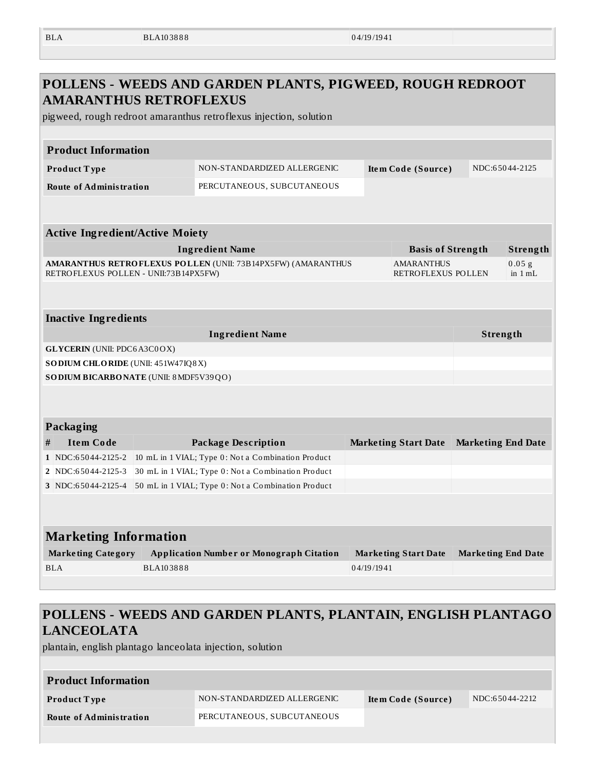| BLA | BLA103888 | 04/19/1941 | |
|---|---|---|---|

## POLLENS - WEEDS AND GARDEN PLANTS, PIGWEED, ROUGH REDROOT AMARANTHUS RETROFLEXUS

pigweed, rough redroot amaranthus retroflexus injection, solution

| Product Information | | | |
|---|---|---|---|
| **Product Type** | NON-STANDARDIZED ALLERGENIC | **Item Code (Source)** | NDC:65044-2125 |
| **Route of Administration** | PERCUTANEOUS, SUBCUTANEOUS | | |

| Active Ingredient/Active Moiety | | |
|---|---|---|
| **Ingredient Name** | **Basis of Strength** | **Strength** |
| **AMARANTHUS RETROFLEXUS POLLEN** (UNII: 73B14PX5FW) (AMARANTHUS RETROFLEXUS POLLEN - UNII:73B14PX5FW) | AMARANTHUS RETROFLEXUS POLLEN | 0.05 g in 1 mL |

| Inactive Ingredients | |
|---|---|
| **Ingredient Name** | **Strength** |
| **GLYCERIN** (UNII: PDC6A3C0OX) | |
| **SODIUM CHLORIDE** (UNII: 451W47IQ8X) | |
| **SODIUM BICARBONATE** (UNII: 8MDF5V39QO) | |

| Packaging | | | | |
|---|---|---|---|---|
| **#** | **Item Code** | **Package Description** | **Marketing Start Date** | **Marketing End Date** |
| **1** | NDC:65044-2125-2 | 10 mL in 1 VIAL; Type 0: Not a Combination Product | | |
| **2** | NDC:65044-2125-3 | 30 mL in 1 VIAL; Type 0: Not a Combination Product | | |
| **3** | NDC:65044-2125-4 | 50 mL in 1 VIAL; Type 0: Not a Combination Product | | |

| Marketing Information | | | |
|---|---|---|---|
| **Marketing Category** | **Application Number or Monograph Citation** | **Marketing Start Date** | **Marketing End Date** |
| BLA | BLA103888 | 04/19/1941 | |

## POLLENS - WEEDS AND GARDEN PLANTS, PLANTAIN, ENGLISH PLANTAGO LANCEOLATA

plantain, english plantago lanceolata injection, solution

| Product Information | | | |
|---|---|---|---|
| **Product Type** | NON-STANDARDIZED ALLERGENIC | **Item Code (Source)** | NDC:65044-2212 |
| **Route of Administration** | PERCUTANEOUS, SUBCUTANEOUS | | |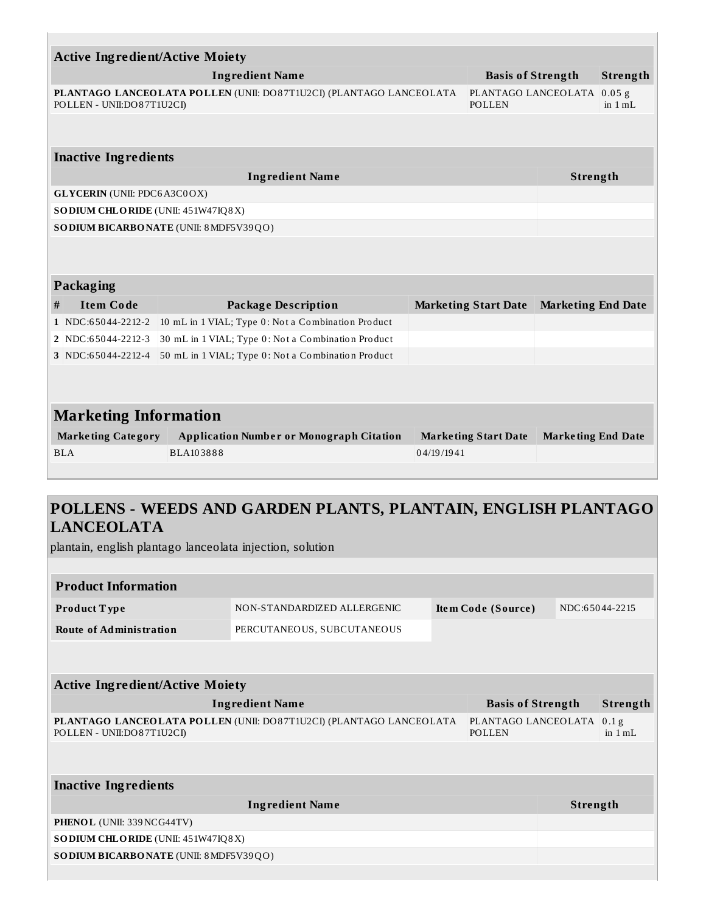| Active Ingredient/Active Moiety | | |
|---|---|---|
| **Ingredient Name** | **Basis of Strength** | **Strength** |
| **PLANTAGO LANCEOLATA POLLEN** (UNII: DO87T1U2CI) (PLANTAGO LANCEOLATA POLLEN - UNII:DO87T1U2CI) | PLANTAGO LANCEOLATA POLLEN | 0.05 g in 1 mL |

| Inactive Ingredients | |
|---|---|
| **Ingredient Name** | **Strength** |
| **GLYCERIN** (UNII: PDC6A3C0OX) | |
| **SODIUM CHLORIDE** (UNII: 451W47IQ8X) | |
| **SODIUM BICARBONATE** (UNII: 8MDF5V39QO) | |

| Packaging | | | | |
|---|---|---|---|---|
| **#** | **Item Code** | **Package Description** | **Marketing Start Date** | **Marketing End Date** |
| **1** | NDC:65044-2212-2 | 10 mL in 1 VIAL; Type 0: Not a Combination Product | | |
| **2** | NDC:65044-2212-3 | 30 mL in 1 VIAL; Type 0: Not a Combination Product | | |
| **3** | NDC:65044-2212-4 | 50 mL in 1 VIAL; Type 0: Not a Combination Product | | |

| Marketing Information | | | |
|---|---|---|---|
| **Marketing Category** | **Application Number or Monograph Citation** | **Marketing Start Date** | **Marketing End Date** |
| BLA | BLA103888 | 04/19/1941 | |

## POLLENS - WEEDS AND GARDEN PLANTS, PLANTAIN, ENGLISH PLANTAGO LANCEOLATA

plantain, english plantago lanceolata injection, solution

| Product Information | | | |
|---|---|---|---|
| **Product Type** | NON-STANDARDIZED ALLERGENIC | **Item Code (Source)** | NDC:65044-2215 |
| **Route of Administration** | PERCUTANEOUS, SUBCUTANEOUS | | |

| Active Ingredient/Active Moiety | | |
|---|---|---|
| **Ingredient Name** | **Basis of Strength** | **Strength** |
| **PLANTAGO LANCEOLATA POLLEN** (UNII: DO87T1U2CI) (PLANTAGO LANCEOLATA POLLEN - UNII:DO87T1U2CI) | PLANTAGO LANCEOLATA POLLEN | 0.1 g in 1 mL |

| Inactive Ingredients | |
|---|---|
| **Ingredient Name** | **Strength** |
| **PHENOL** (UNII: 339NCG44TV) | |
| **SODIUM CHLORIDE** (UNII: 451W47IQ8X) | |
| **SODIUM BICARBONATE** (UNII: 8MDF5V39QO) | |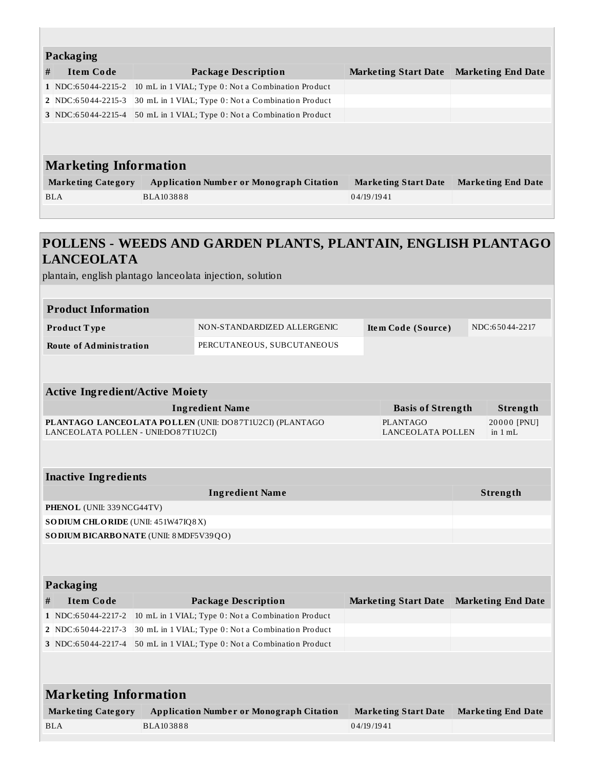### Packaging

| # | Item Code | Package Description | Marketing Start Date | Marketing End Date |
|---|---|---|---|---|
| 1 | NDC:65044-2215-2 | 10 mL in 1 VIAL; Type 0: Not a Combination Product | | |
| 2 | NDC:65044-2215-3 | 30 mL in 1 VIAL; Type 0: Not a Combination Product | | |
| 3 | NDC:65044-2215-4 | 50 mL in 1 VIAL; Type 0: Not a Combination Product | | |

### Marketing Information

| Marketing Category | Application Number or Monograph Citation | Marketing Start Date | Marketing End Date |
|---|---|---|---|
| BLA | BLA103888 | 04/19/1941 | |

## POLLENS - WEEDS AND GARDEN PLANTS, PLANTAIN, ENGLISH PLANTAGO LANCEOLATA

plantain, english plantago lanceolata injection, solution

### Product Information

| | | | |
|---|---|---|---|
| **Product Type** | NON-STANDARDIZED ALLERGENIC | **Item Code (Source)** | NDC:65044-2217 |
| **Route of Administration** | PERCUTANEOUS, SUBCUTANEOUS | | |

### Active Ingredient/Active Moiety

| Ingredient Name | Basis of Strength | Strength |
|---|---|---|
| **PLANTAGO LANCEOLATA POLLEN** (UNII: DO87T1U2CI) (PLANTAGO LANCEOLATA POLLEN - UNII:DO87T1U2CI) | PLANTAGO LANCEOLATA POLLEN | 20000 [PNU] in 1 mL |

### Inactive Ingredients

| Ingredient Name | Strength |
|---|---|
| **PHENOL** (UNII: 339NCG44TV) | |
| **SODIUM CHLORIDE** (UNII: 451W47IQ8X) | |
| **SODIUM BICARBONATE** (UNII: 8MDF5V39QO) | |

### Packaging

| # | Item Code | Package Description | Marketing Start Date | Marketing End Date |
|---|---|---|---|---|
| 1 | NDC:65044-2217-2 | 10 mL in 1 VIAL; Type 0: Not a Combination Product | | |
| 2 | NDC:65044-2217-3 | 30 mL in 1 VIAL; Type 0: Not a Combination Product | | |
| 3 | NDC:65044-2217-4 | 50 mL in 1 VIAL; Type 0: Not a Combination Product | | |

### Marketing Information

| Marketing Category | Application Number or Monograph Citation | Marketing Start Date | Marketing End Date |
|---|---|---|---|
| BLA | BLA103888 | 04/19/1941 | |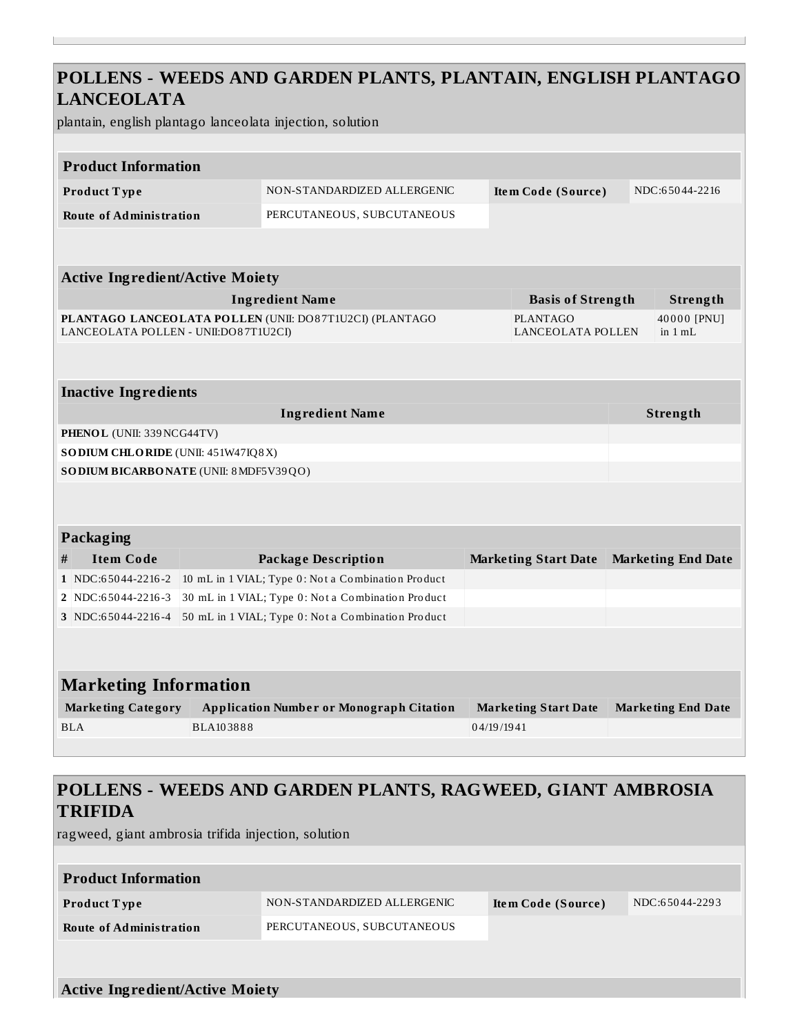## POLLENS - WEEDS AND GARDEN PLANTS, PLANTAIN, ENGLISH PLANTAGO LANCEOLATA

plantain, english plantago lanceolata injection, solution

| Product Information | | | |
|---|---|---|---|
| **Product Type** | NON-STANDARDIZED ALLERGENIC | **Item Code (Source)** | NDC:65044-2216 |
| **Route of Administration** | PERCUTANEOUS, SUBCUTANEOUS | | |

| Active Ingredient/Active Moiety | | |
|---|---|---|
| **Ingredient Name** | **Basis of Strength** | **Strength** |
| **PLANTAGO LANCEOLATA POLLEN** (UNII: DO87T1U2CI) (PLANTAGO LANCEOLATA POLLEN - UNII:DO87T1U2CI) | PLANTAGO LANCEOLATA POLLEN | 40000 [PNU] in 1 mL |

| Inactive Ingredients | |
|---|---|
| **Ingredient Name** | **Strength** |
| **PHENOL** (UNII: 339NCG44TV) | |
| **SODIUM CHLORIDE** (UNII: 451W47IQ8X) | |
| **SODIUM BICARBONATE** (UNII: 8MDF5V39QO) | |

| Packaging | | | | |
|---|---|---|---|---|
| **#** | **Item Code** | **Package Description** | **Marketing Start Date** | **Marketing End Date** |
| 1 | NDC:65044-2216-2 | 10 mL in 1 VIAL; Type 0: Not a Combination Product | | |
| 2 | NDC:65044-2216-3 | 30 mL in 1 VIAL; Type 0: Not a Combination Product | | |
| 3 | NDC:65044-2216-4 | 50 mL in 1 VIAL; Type 0: Not a Combination Product | | |

| Marketing Information | | | |
|---|---|---|---|
| **Marketing Category** | **Application Number or Monograph Citation** | **Marketing Start Date** | **Marketing End Date** |
| BLA | BLA103888 | 04/19/1941 | |

## POLLENS - WEEDS AND GARDEN PLANTS, RAGWEED, GIANT AMBROSIA TRIFIDA

ragweed, giant ambrosia trifida injection, solution

| Product Information | | | |
|---|---|---|---|
| **Product Type** | NON-STANDARDIZED ALLERGENIC | **Item Code (Source)** | NDC:65044-2293 |
| **Route of Administration** | PERCUTANEOUS, SUBCUTANEOUS | | |

**Active Ingredient/Active Moiety**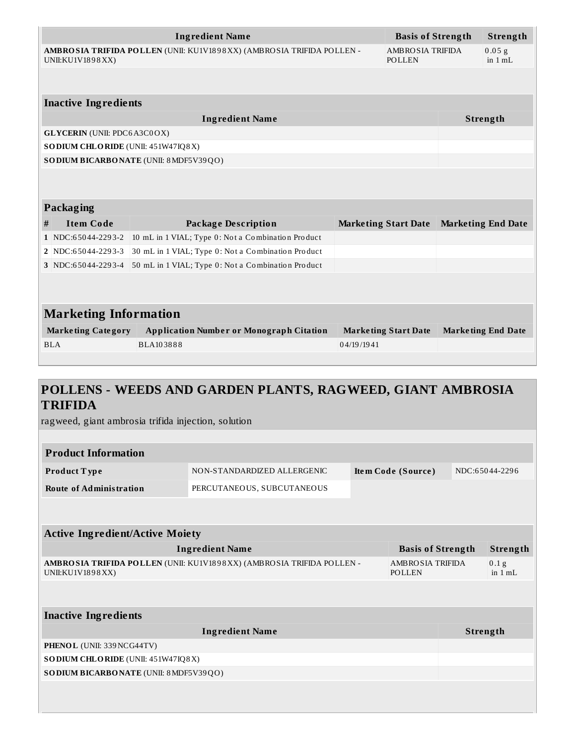| Ingredient Name | Basis of Strength | Strength |
|---|---|---|
| **AMBROSIA TRIFIDA POLLEN** (UNII: KU1V1898XX) (AMBROSIA TRIFIDA POLLEN - UNII:KU1V1898XX) | AMBROSIA TRIFIDA POLLEN | 0.05 g in 1 mL |

### Inactive Ingredients

| Ingredient Name | Strength |
|---|---|
| **GLYCERIN** (UNII: PDC6A3C0OX) | |
| **SODIUM CHLORIDE** (UNII: 451W47IQ8X) | |
| **SODIUM BICARBONATE** (UNII: 8MDF5V39QO) | |

### Packaging

| # | Item Code | Package Description | Marketing Start Date | Marketing End Date |
|---|---|---|---|---|
| 1 | NDC:65044-2293-2 | 10 mL in 1 VIAL; Type 0: Not a Combination Product | | |
| 2 | NDC:65044-2293-3 | 30 mL in 1 VIAL; Type 0: Not a Combination Product | | |
| 3 | NDC:65044-2293-4 | 50 mL in 1 VIAL; Type 0: Not a Combination Product | | |

### Marketing Information

| Marketing Category | Application Number or Monograph Citation | Marketing Start Date | Marketing End Date |
|---|---|---|---|
| BLA | BLA103888 | 04/19/1941 | |

## POLLENS - WEEDS AND GARDEN PLANTS, RAGWEED, GIANT AMBROSIA TRIFIDA

ragweed, giant ambrosia trifida injection, solution

### Product Information

| Product Type | NON-STANDARDIZED ALLERGENIC | Item Code (Source) | NDC:65044-2296 |
|---|---|---|---|
| Route of Administration | PERCUTANEOUS, SUBCUTANEOUS | | |

### Active Ingredient/Active Moiety

| Ingredient Name | Basis of Strength | Strength |
|---|---|---|
| **AMBROSIA TRIFIDA POLLEN** (UNII: KU1V1898XX) (AMBROSIA TRIFIDA POLLEN - UNII:KU1V1898XX) | AMBROSIA TRIFIDA POLLEN | 0.1 g in 1 mL |

### Inactive Ingredients

| Ingredient Name | Strength |
|---|---|
| **PHENOL** (UNII: 339NCG44TV) | |
| **SODIUM CHLORIDE** (UNII: 451W47IQ8X) | |
| **SODIUM BICARBONATE** (UNII: 8MDF5V39QO) | |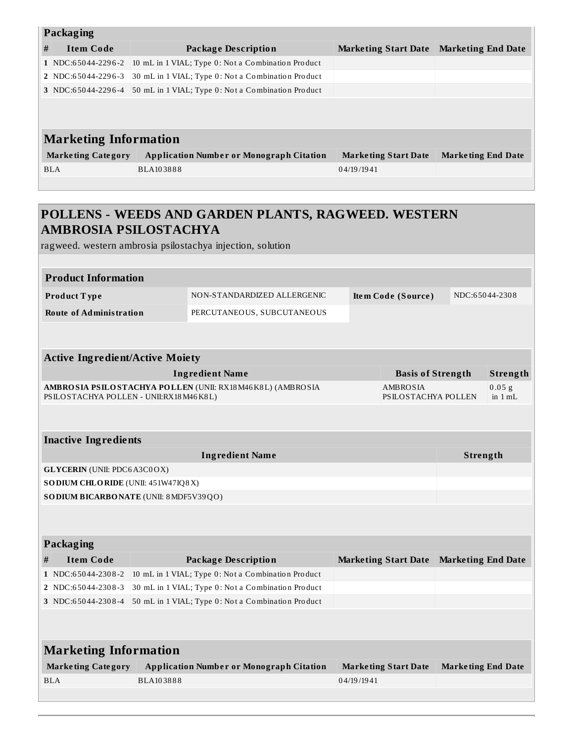**Packaging**

| # | Item Code | Package Description | Marketing Start Date | Marketing End Date |
|---|---|---|---|---|
| 1 | NDC:65044-2296-2 | 10 mL in 1 VIAL; Type 0: Not a Combination Product | | |
| 2 | NDC:65044-2296-3 | 30 mL in 1 VIAL; Type 0: Not a Combination Product | | |
| 3 | NDC:65044-2296-4 | 50 mL in 1 VIAL; Type 0: Not a Combination Product | | |

## Marketing Information

| Marketing Category | Application Number or Monograph Citation | Marketing Start Date | Marketing End Date |
|---|---|---|---|
| BLA | BLA103888 | 04/19/1941 | |

## POLLENS - WEEDS AND GARDEN PLANTS, RAGWEED. WESTERN AMBROSIA PSILOSTACHYA

ragweed. western ambrosia psilostachya injection, solution

**Product Information**

| | | | |
|---|---|---|---|
| **Product Type** | NON-STANDARDIZED ALLERGENIC | **Item Code (Source)** | NDC:65044-2308 |
| **Route of Administration** | PERCUTANEOUS, SUBCUTANEOUS | | |

**Active Ingredient/Active Moiety**

| Ingredient Name | Basis of Strength | Strength |
|---|---|---|
| **AMBROSIA PSILOSTACHYA POLLEN** (UNII: RX18M46K8L) (AMBROSIA PSILOSTACHYA POLLEN - UNII:RX18M46K8L) | AMBROSIA PSILOSTACHYA POLLEN | 0.05 g in 1 mL |

**Inactive Ingredients**

| Ingredient Name | Strength |
|---|---|
| **GLYCERIN** (UNII: PDC6A3C0OX) | |
| **SODIUM CHLORIDE** (UNII: 451W47IQ8X) | |
| **SODIUM BICARBONATE** (UNII: 8MDF5V39QO) | |

**Packaging**

| # | Item Code | Package Description | Marketing Start Date | Marketing End Date |
|---|---|---|---|---|
| 1 | NDC:65044-2308-2 | 10 mL in 1 VIAL; Type 0: Not a Combination Product | | |
| 2 | NDC:65044-2308-3 | 30 mL in 1 VIAL; Type 0: Not a Combination Product | | |
| 3 | NDC:65044-2308-4 | 50 mL in 1 VIAL; Type 0: Not a Combination Product | | |

## Marketing Information

| Marketing Category | Application Number or Monograph Citation | Marketing Start Date | Marketing End Date |
|---|---|---|---|
| BLA | BLA103888 | 04/19/1941 | |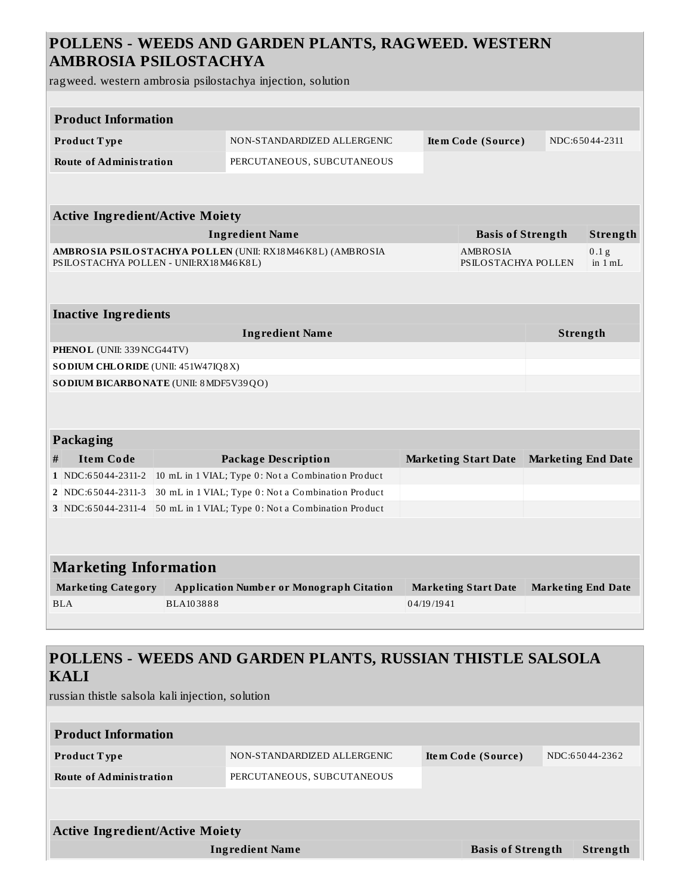## POLLENS - WEEDS AND GARDEN PLANTS, RAGWEED. WESTERN AMBROSIA PSILOSTACHYA

ragweed. western ambrosia psilostachya injection, solution

| Product Information | | | |
|---|---|---|---|
| **Product Type** | NON-STANDARDIZED ALLERGENIC | **Item Code (Source)** | NDC:65044-2311 |
| **Route of Administration** | PERCUTANEOUS, SUBCUTANEOUS | | |

| Active Ingredient/Active Moiety | | |
|---|---|---|
| **Ingredient Name** | **Basis of Strength** | **Strength** |
| **AMBROSIA PSILOSTACHYA POLLEN** (UNII: RX18M46K8L) (AMBROSIA PSILOSTACHYA POLLEN - UNII:RX18M46K8L) | AMBROSIA PSILOSTACHYA POLLEN | 0.1 g in 1 mL |

| Inactive Ingredients | |
|---|---|
| **Ingredient Name** | **Strength** |
| **PHENOL** (UNII: 339NCG44TV) | |
| **SODIUM CHLORIDE** (UNII: 451W47IQ8X) | |
| **SODIUM BICARBONATE** (UNII: 8MDF5V39QO) | |

| Packaging | | | | |
|---|---|---|---|---|
| **#** | **Item Code** | **Package Description** | **Marketing Start Date** | **Marketing End Date** |
| 1 | NDC:65044-2311-2 | 10 mL in 1 VIAL; Type 0: Not a Combination Product | | |
| 2 | NDC:65044-2311-3 | 30 mL in 1 VIAL; Type 0: Not a Combination Product | | |
| 3 | NDC:65044-2311-4 | 50 mL in 1 VIAL; Type 0: Not a Combination Product | | |

| Marketing Information | | | |
|---|---|---|---|
| **Marketing Category** | **Application Number or Monograph Citation** | **Marketing Start Date** | **Marketing End Date** |
| BLA | BLA103888 | 04/19/1941 | |

## POLLENS - WEEDS AND GARDEN PLANTS, RUSSIAN THISTLE SALSOLA KALI

russian thistle salsola kali injection, solution

| Product Information | | | |
|---|---|---|---|
| **Product Type** | NON-STANDARDIZED ALLERGENIC | **Item Code (Source)** | NDC:65044-2362 |
| **Route of Administration** | PERCUTANEOUS, SUBCUTANEOUS | | |

| Active Ingredient/Active Moiety | | |
|---|---|---|
| **Ingredient Name** | **Basis of Strength** | **Strength** |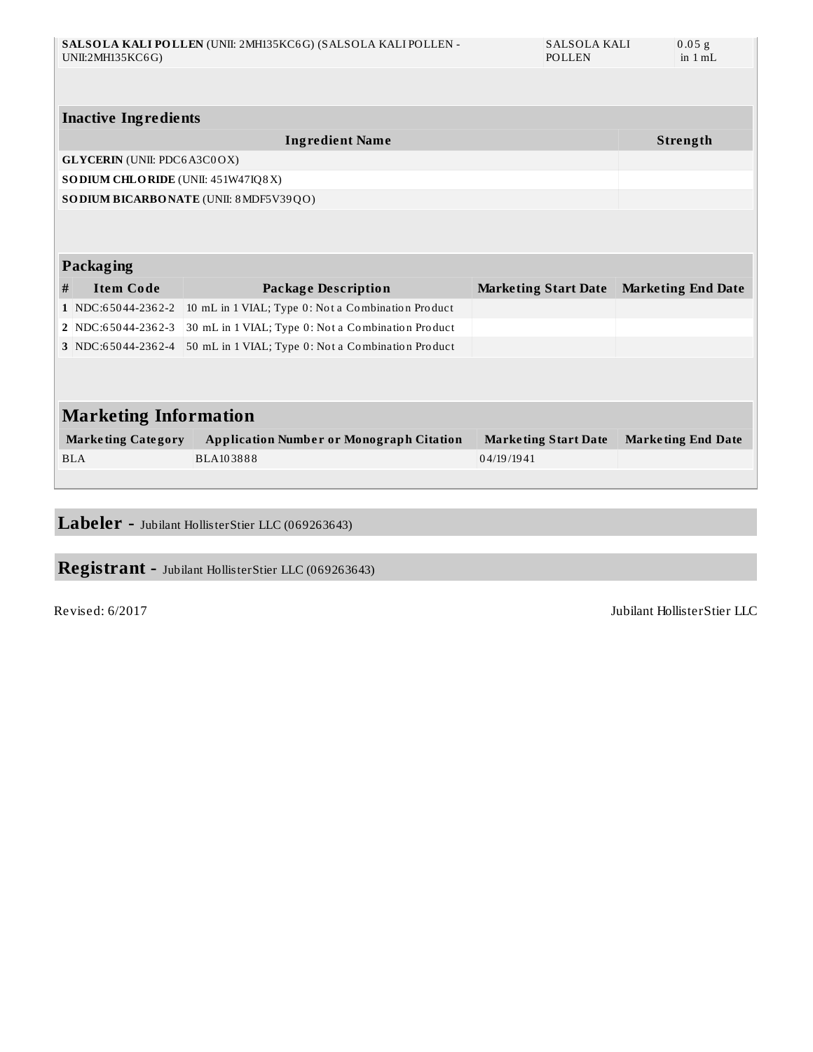| | | |
|---|---|---|
| **SALSOLA KALI POLLEN** (UNII: 2MH135KC6G) (SALSOLA KALI POLLEN - UNII:2MH135KC6G) | SALSOLA KALI POLLEN | 0.05 g in 1 mL |

### Inactive Ingredients

| Ingredient Name | Strength |
|---|---|
| **GLYCERIN** (UNII: PDC6A3C0OX) | |
| **SODIUM CHLORIDE** (UNII: 451W47IQ8X) | |
| **SODIUM BICARBONATE** (UNII: 8MDF5V39QO) | |

### Packaging

| # | Item Code | Package Description | Marketing Start Date | Marketing End Date |
|---|---|---|---|---|
| 1 | NDC:65044-2362-2 | 10 mL in 1 VIAL; Type 0: Not a Combination Product | | |
| 2 | NDC:65044-2362-3 | 30 mL in 1 VIAL; Type 0: Not a Combination Product | | |
| 3 | NDC:65044-2362-4 | 50 mL in 1 VIAL; Type 0: Not a Combination Product | | |

### Marketing Information

| Marketing Category | Application Number or Monograph Citation | Marketing Start Date | Marketing End Date |
|---|---|---|---|
| BLA | BLA103888 | 04/19/1941 | |

## Labeler - Jubilant HollisterStier LLC (069263643)

## Registrant - Jubilant HollisterStier LLC (069263643)

Revised: 6/2017 Jubilant HollisterStier LLC